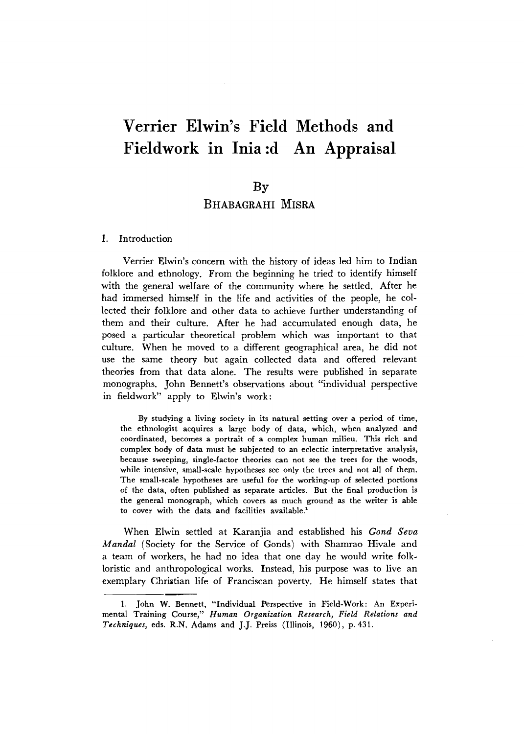# Verrier Elwin's Field Methods and Fieldwork in Inia:d An Appraisal

By

BHABAGRAHI MISRA

## I. Introduction

Verrier Elwin's concern with the history of ideas led him to Indian folklore and ethnology. From the beginning he tried to identify himself with the general welfare of the community where he settled. After he had immersed himself in the life and activities of the people, he collected their folklore and other data to achieve further understanding of them and their culture. After he had accumulated enough data, he posed a particular theoretical problem which was important to that culture. When he moved to a different geographical area, he did not use the same theory but again collected data and offered relevant theories from that data alone. The results were published in separate monographs. John Bennett's observations about "individual perspective in fieldwork" apply to Elwin's work:

> By studying a living society in its natural setting over a period of time, the ethnologist acquires a large body of data, which, when analyzed and coordinated, becomes a portrait of a complex human milieu. This rich and complex body of data must be subjected to an eclectic interpretative analysis, because sweeping, single-factor theories can not see the trees for the woods, while intensive, small-scale hypotheses see only the trees and not all of them. The small-scale hypotheses are useful for the working-up of selected portions of the data, often published as separate articles. But the final production is the general monograph, which covers as much ground as the writer is able to cover with the data and facilities available.[1]

When Elwin settled at Karanjia and established his *Gond Seva Mandal* (Society for the Service of Gonds) with Shamrao Hivale and a team of workers, he had no idea that one day he would write folkloristic and anthropological works. Instead, his purpose was to live an exemplary Christian life of Franciscan poverty. He himself states that

---

1. John W. Bennett, "Individual Perspective in Field-Work: An Experimental Training Course," *Human Organization Research, Field Relations and Techniques*, eds. R.N. Adams and J.J. Preiss (Illinois, 1960), p. 431.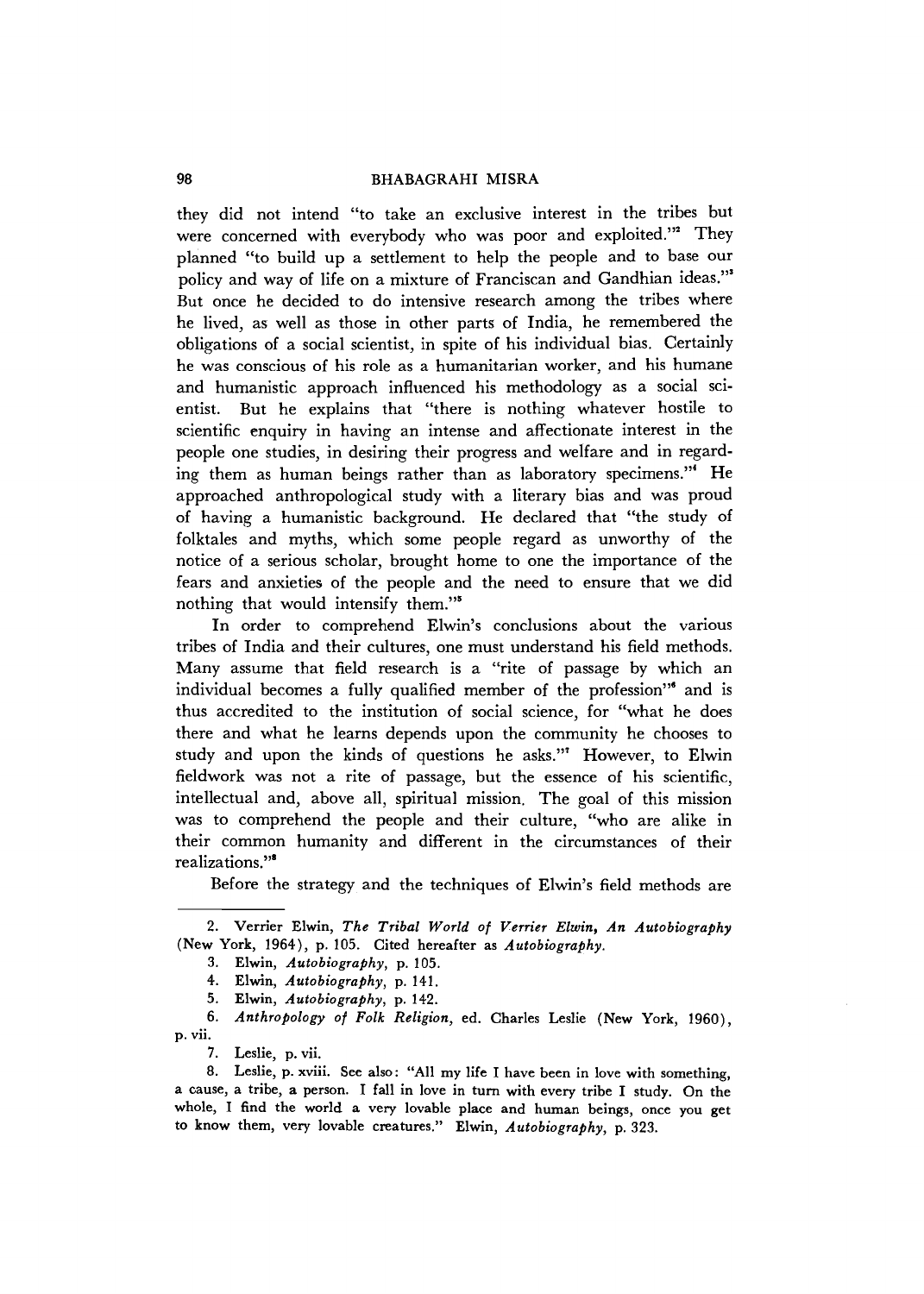they did not intend "to take an exclusive interest in the tribes but were concerned with everybody who was poor and exploited."[2] They planned "to build up a settlement to help the people and to base our policy and way of life on a mixture of Franciscan and Gandhian ideas."[3] But once he decided to do intensive research among the tribes where he lived, as well as those in other parts of India, he remembered the obligations of a social scientist, in spite of his individual bias. Certainly he was conscious of his role as a humanitarian worker, and his humane and humanistic approach influenced his methodology as a social scientist. But he explains that "there is nothing whatever hostile to scientific enquiry in having an intense and affectionate interest in the people one studies, in desiring their progress and welfare and in regarding them as human beings rather than as laboratory specimens."[4] He approached anthropological study with a literary bias and was proud of having a humanistic background. He declared that "the study of folktales and myths, which some people regard as unworthy of the notice of a serious scholar, brought home to one the importance of the fears and anxieties of the people and the need to ensure that we did nothing that would intensify them."[5]

In order to comprehend Elwin's conclusions about the various tribes of India and their cultures, one must understand his field methods. Many assume that field research is a "rite of passage by which an individual becomes a fully qualified member of the profession"[6] and is thus accredited to the institution of social science, for "what he does there and what he learns depends upon the community he chooses to study and upon the kinds of questions he asks."[7] However, to Elwin fieldwork was not a rite of passage, but the essence of his scientific, intellectual and, above all, spiritual mission. The goal of this mission was to comprehend the people and their culture, "who are alike in their common humanity and different in the circumstances of their realizations."[8]

Before the strategy and the techniques of Elwin's field methods are

---

2. Verrier Elwin, *The Tribal World of Verrier Elwin, An Autobiography* (New York, 1964), p. 105. Cited hereafter as *Autobiography*.

3. Elwin, *Autobiography*, p. 105.

4. Elwin, *Autobiography*, p. 141.

5. Elwin, *Autobiography*, p. 142.

6. *Anthropology of Folk Religion*, ed. Charles Leslie (New York, 1960), p. vii.

7. Leslie, p. vii.

8. Leslie, p. xviii. See also: "All my life I have been in love with something, a cause, a tribe, a person. I fall in love in turn with every tribe I study. On the whole, I find the world a very lovable place and human beings, once you get to know them, very lovable creatures." Elwin, *Autobiography*, p. 323.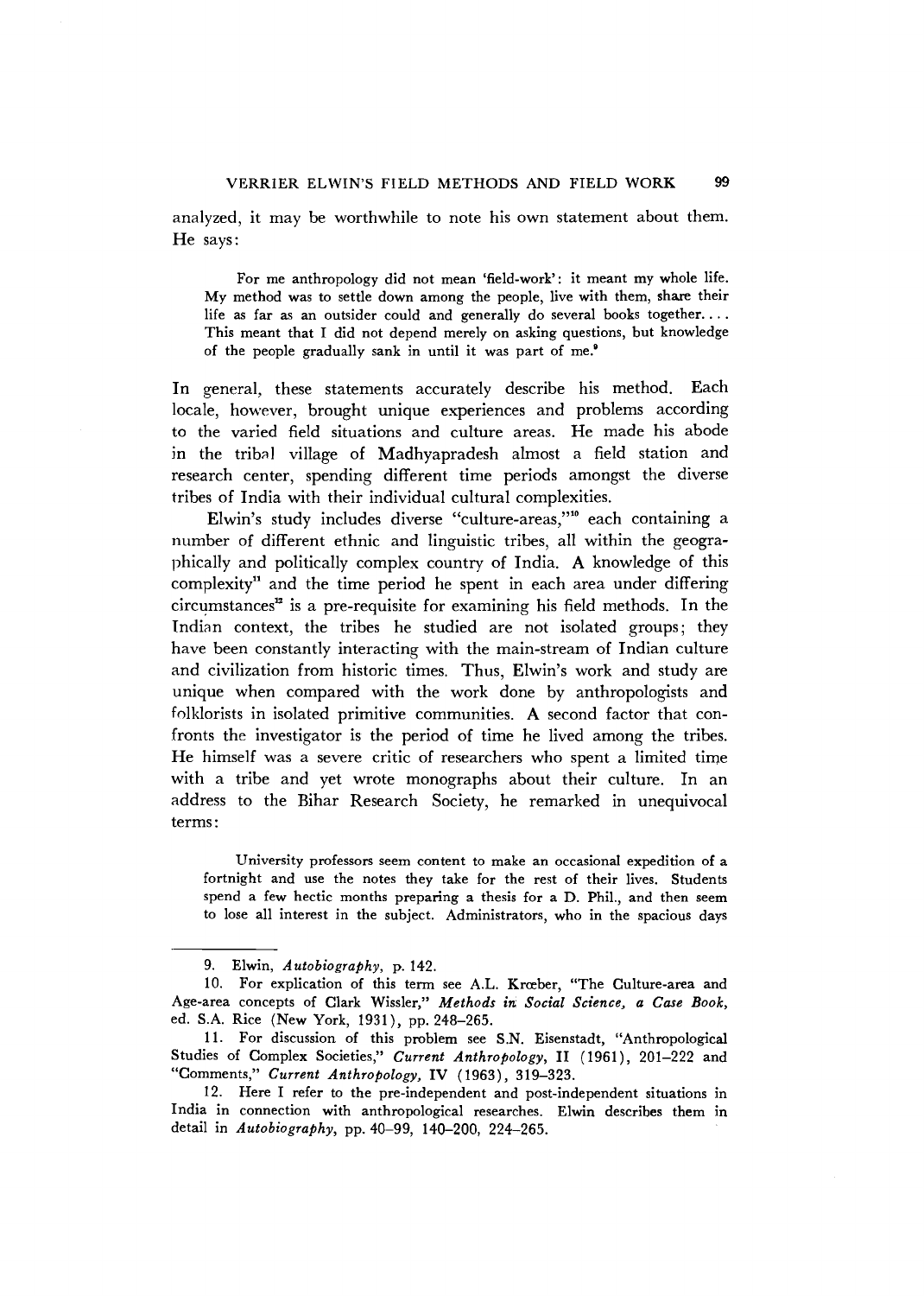analyzed, it may be worthwhile to note his own statement about them. He says:

> For me anthropology did not mean 'field-work': it meant my whole life. My method was to settle down among the people, live with them, share their life as far as an outsider could and generally do several books together. . . . This meant that I did not depend merely on asking questions, but knowledge of the people gradually sank in until it was part of me.[9]

In general, these statements accurately describe his method. Each locale, however, brought unique experiences and problems according to the varied field situations and culture areas. He made his abode in the tribal village of Madhyapradesh almost a field station and research center, spending different time periods amongst the diverse tribes of India with their individual cultural complexities.

Elwin's study includes diverse "culture-areas,"[10] each containing a number of different ethnic and linguistic tribes, all within the geographically and politically complex country of India. A knowledge of this complexity[11] and the time period he spent in each area under differing circumstances[12] is a pre-requisite for examining his field methods. In the Indian context, the tribes he studied are not isolated groups; they have been constantly interacting with the main-stream of Indian culture and civilization from historic times. Thus, Elwin's work and study are unique when compared with the work done by anthropologists and folklorists in isolated primitive communities. A second factor that confronts the investigator is the period of time he lived among the tribes. He himself was a severe critic of researchers who spent a limited time with a tribe and yet wrote monographs about their culture. In an address to the Bihar Research Society, he remarked in unequivocal terms:

> University professors seem content to make an occasional expedition of a fortnight and use the notes they take for the rest of their lives. Students spend a few hectic months preparing a thesis for a D. Phil., and then seem to lose all interest in the subject. Administrators, who in the spacious days

---

9. Elwin, *Autobiography*, p. 142.

10. For explication of this term see A.L. Krœber, "The Culture-area and Age-area concepts of Clark Wissler," *Methods in Social Science, a Case Book*, ed. S.A. Rice (New York, 1931), pp. 248–265.

11. For discussion of this problem see S.N. Eisenstadt, "Anthropological Studies of Complex Societies," *Current Anthropology*, II (1961), 201–222 and "Comments," *Current Anthropology*, IV (1963), 319–323.

12. Here I refer to the pre-independent and post-independent situations in India in connection with anthropological researches. Elwin describes them in detail in *Autobiography*, pp. 40–99, 140–200, 224–265.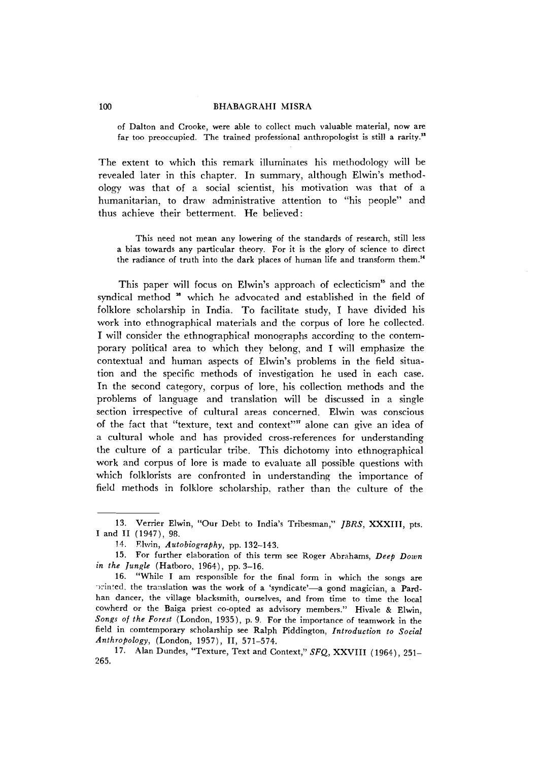of Dalton and Crooke, were able to collect much valuable material, now are far too preoccupied. The trained professional anthropologist is still a rarity.[13]

The extent to which this remark illuminates his methodology will be revealed later in this chapter. In summary, although Elwin's methodology was that of a social scientist, his motivation was that of a humanitarian, to draw administrative attention to "his people" and thus achieve their betterment. He believed:

> This need not mean any lowering of the standards of research, still less a bias towards any particular theory. For it is the glory of science to direct the radiance of truth into the dark places of human life and transform them.[14]

This paper will focus on Elwin's approach of eclecticism[15] and the syndical method [16] which he advocated and established in the field of folklore scholarship in India. To facilitate study, I have divided his work into ethnographical materials and the corpus of lore he collected. I will consider the ethnographical monographs according to the contemporary political area to which they belong, and I will emphasize the contextual and human aspects of Elwin's problems in the field situation and the specific methods of investigation he used in each case. In the second category, corpus of lore, his collection methods and the problems of language and translation will be discussed in a single section irrespective of cultural areas concerned. Elwin was conscious of the fact that "texture, text and context"[17] alone can give an idea of a cultural whole and has provided cross-references for understanding the culture of a particular tribe. This dichotomy into ethnographical work and corpus of lore is made to evaluate all possible questions with which folklorists are confronted in understanding the importance of field methods in folklore scholarship, rather than the culture of the

---

13. Verrier Elwin, "Our Debt to India's Tribesman," *JBRS*, XXXIII, pts. I and II (1947), 98.

14. Elwin, *Autobiography*, pp. 132–143.

15. For further elaboration of this term see Roger Abrahams, *Deep Down in the Jungle* (Hatboro, 1964), pp. 3–16.

16. "While I am responsible for the final form in which the songs are printed, the translation was the work of a 'syndicate'—a gond magician, a Pardhan dancer, the village blacksmith, ourselves, and from time to time the local cowherd or the Baiga priest co-opted as advisory members." Hivale & Elwin, *Songs of the Forest* (London, 1935), p. 9. For the importance of teamwork in the field in comtemporary scholarship see Ralph Piddington, *Introduction to Social Anthropology*, (London, 1957), II, 571–574.

17. Alan Dundes, "Texture, Text and Context," *SFQ*, XXVIII (1964), 251–265.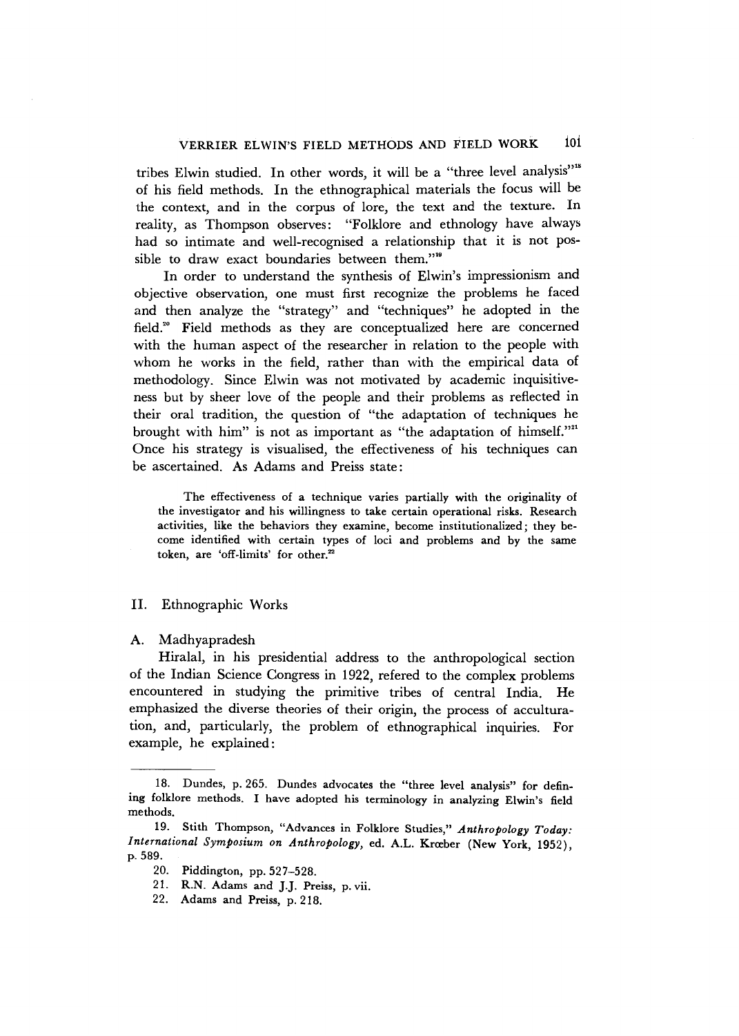tribes Elwin studied. In other words, it will be a "three level analysis"[18] of his field methods. In the ethnographical materials the focus will be the context, and in the corpus of lore, the text and the texture. In reality, as Thompson observes: "Folklore and ethnology have always had so intimate and well-recognised a relationship that it is not possible to draw exact boundaries between them."[19]

In order to understand the synthesis of Elwin's impressionism and objective observation, one must first recognize the problems he faced and then analyze the "strategy" and "techniques" he adopted in the field.[20] Field methods as they are conceptualized here are concerned with the human aspect of the researcher in relation to the people with whom he works in the field, rather than with the empirical data of methodology. Since Elwin was not motivated by academic inquisitiveness but by sheer love of the people and their problems as reflected in their oral tradition, the question of "the adaptation of techniques he brought with him" is not as important as "the adaptation of himself."[21] Once his strategy is visualised, the effectiveness of his techniques can be ascertained. As Adams and Preiss state:

> The effectiveness of a technique varies partially with the originality of the investigator and his willingness to take certain operational risks. Research activities, like the behaviors they examine, become institutionalized; they become identified with certain types of loci and problems and by the same token, are 'off-limits' for other.[22]

## II. Ethnographic Works

### A. Madhyapradesh

Hiralal, in his presidential address to the anthropological section of the Indian Science Congress in 1922, refered to the complex problems encountered in studying the primitive tribes of central India. He emphasized the diverse theories of their origin, the process of acculturation, and, particularly, the problem of ethnographical inquiries. For example, he explained:

---

18. Dundes, p. 265. Dundes advocates the "three level analysis" for defining folklore methods. I have adopted his terminology in analyzing Elwin's field methods.

19. Stith Thompson, "Advances in Folklore Studies," *Anthropology Today: International Symposium on Anthropology*, ed. A.L. Krœber (New York, 1952), p. 589.

20. Piddington, pp. 527–528.

21. R.N. Adams and J.J. Preiss, p. vii.

22. Adams and Preiss, p. 218.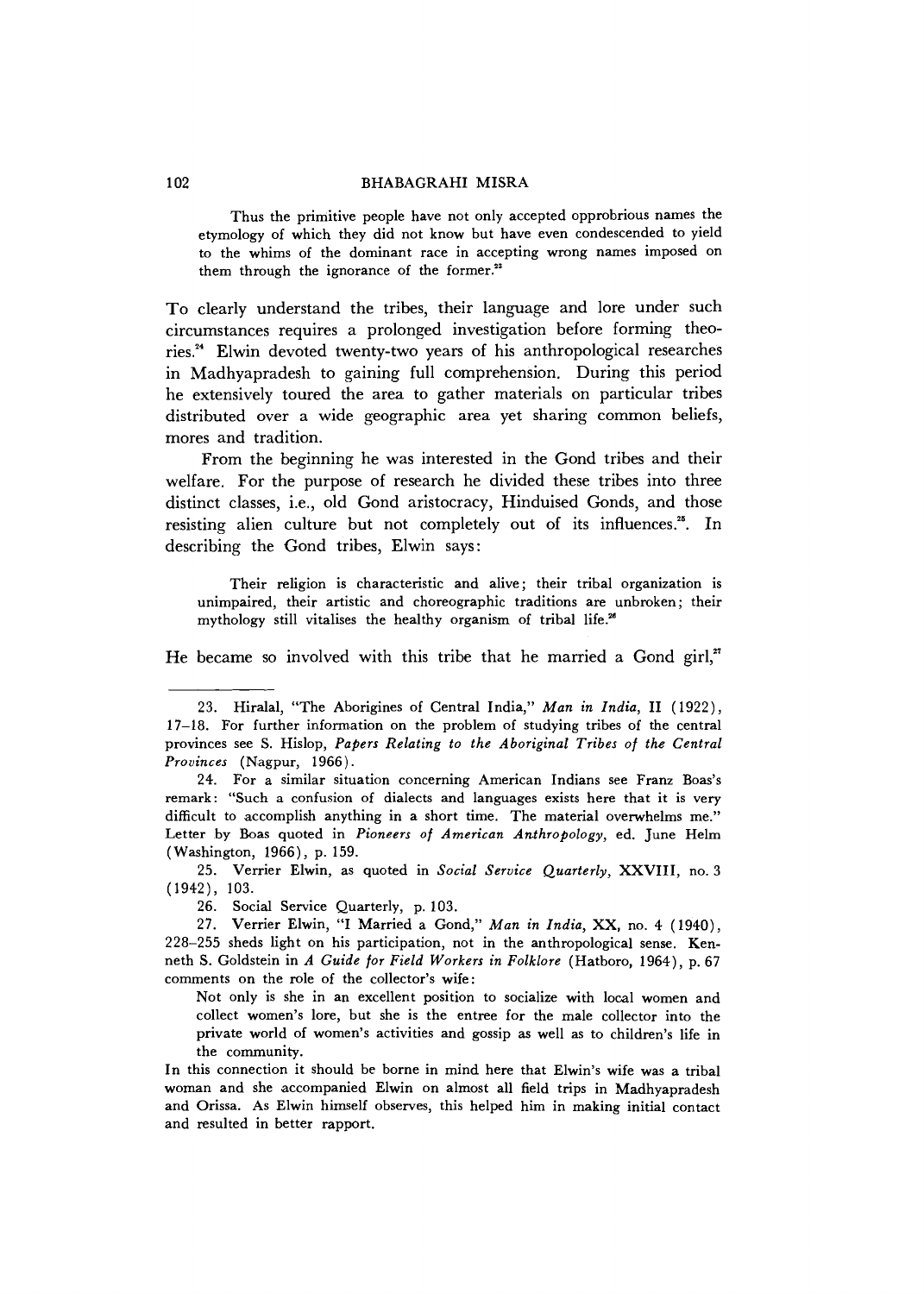> Thus the primitive people have not only accepted opprobrious names the etymology of which they did not know but have even condescended to yield to the whims of the dominant race in accepting wrong names imposed on them through the ignorance of the former.[23]

To clearly understand the tribes, their language and lore under such circumstances requires a prolonged investigation before forming theories.[24] Elwin devoted twenty-two years of his anthropological researches in Madhyapradesh to gaining full comprehension. During this period he extensively toured the area to gather materials on particular tribes distributed over a wide geographic area yet sharing common beliefs, mores and tradition.

From the beginning he was interested in the Gond tribes and their welfare. For the purpose of research he divided these tribes into three distinct classes, i.e., old Gond aristocracy, Hinduised Gonds, and those resisting alien culture but not completely out of its influences.[25]. In describing the Gond tribes, Elwin says:

> Their religion is characteristic and alive; their tribal organization is unimpaired, their artistic and choreographic traditions are unbroken; their mythology still vitalises the healthy organism of tribal life.[26]

He became so involved with this tribe that he married a Gond girl,[27]

---

23. Hiralal, "The Aborigines of Central India," *Man in India*, II (1922), 17–18. For further information on the problem of studying tribes of the central provinces see S. Hislop, *Papers Relating to the Aboriginal Tribes of the Central Provinces* (Nagpur, 1966).

24. For a similar situation concerning American Indians see Franz Boas's remark: "Such a confusion of dialects and languages exists here that it is very difficult to accomplish anything in a short time. The material overwhelms me." Letter by Boas quoted in *Pioneers of American Anthropology*, ed. June Helm (Washington, 1966), p. 159.

25. Verrier Elwin, as quoted in *Social Service Quarterly*, XXVIII, no. 3 (1942), 103.

26. Social Service Quarterly, p. 103.

27. Verrier Elwin, "I Married a Gond," *Man in India*, XX, no. 4 (1940), 228–255 sheds light on his participation, not in the anthropological sense. Kenneth S. Goldstein in *A Guide for Field Workers in Folklore* (Hatboro, 1964), p. 67 comments on the role of the collector's wife:

> Not only is she in an excellent position to socialize with local women and collect women's lore, but she is the entree for the male collector into the private world of women's activities and gossip as well as to children's life in the community.

In this connection it should be borne in mind here that Elwin's wife was a tribal woman and she accompanied Elwin on almost all field trips in Madhyapradesh and Orissa. As Elwin himself observes, this helped him in making initial contact and resulted in better rapport.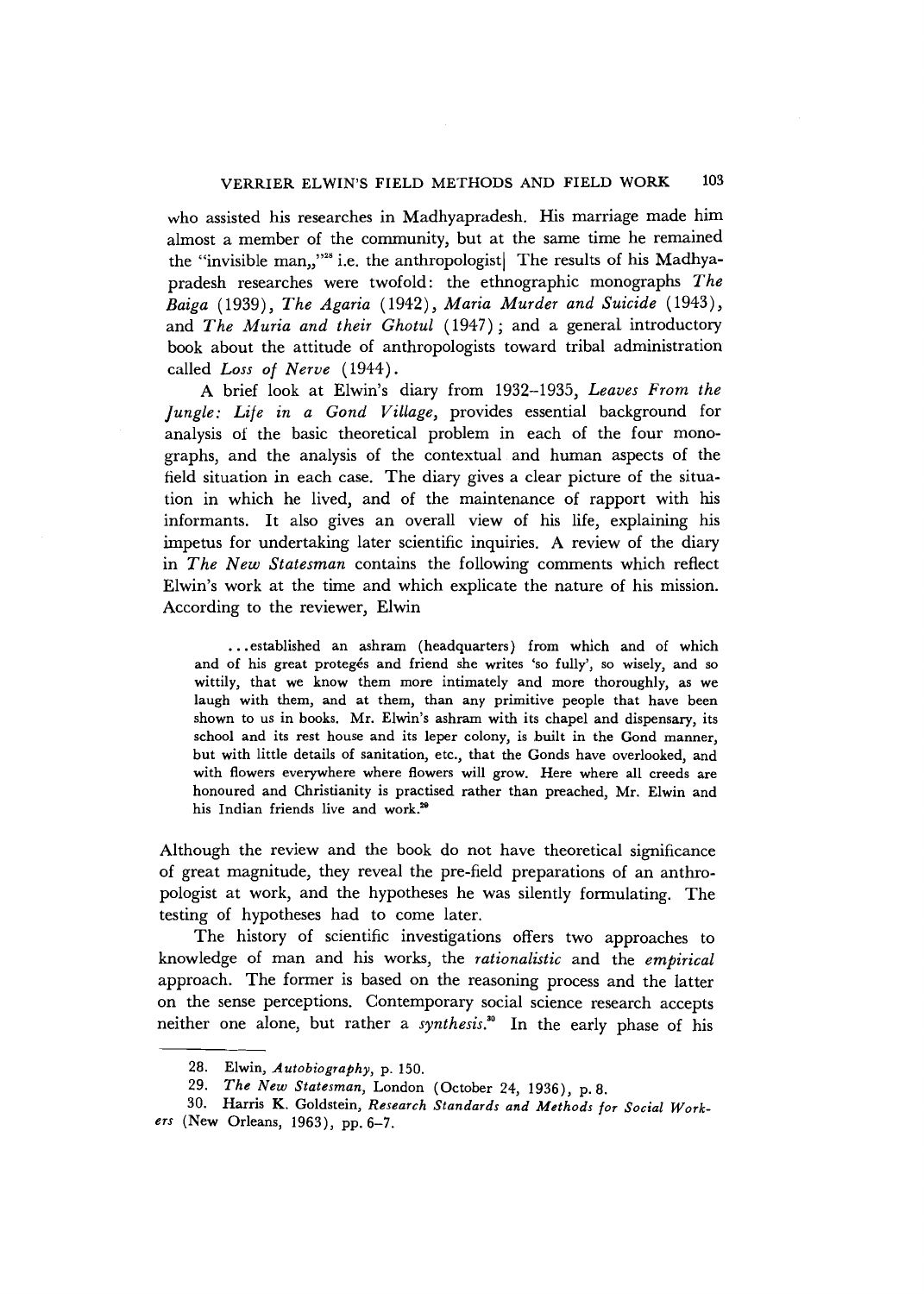who assisted his researches in Madhyapradesh. His marriage made him almost a member of the community, but at the same time he remained the "invisible man,,"[28] i.e. the anthropologist| The results of his Madhyapradesh researches were twofold: the ethnographic monographs *The Baiga* (1939), *The Agaria* (1942), *Maria Murder and Suicide* (1943), and *The Muria and their Ghotul* (1947); and a general introductory book about the attitude of anthropologists toward tribal administration called *Loss of Nerve* (1944).

A brief look at Elwin's diary from 1932–1935, *Leaves From the Jungle: Life in a Gond Village*, provides essential background for analysis of the basic theoretical problem in each of the four monographs, and the analysis of the contextual and human aspects of the field situation in each case. The diary gives a clear picture of the situation in which he lived, and of the maintenance of rapport with his informants. It also gives an overall view of his life, explaining his impetus for undertaking later scientific inquiries. A review of the diary in *The New Statesman* contains the following comments which reflect Elwin's work at the time and which explicate the nature of his mission. According to the reviewer, Elwin

> ...established an ashram (headquarters) from which and of which and of his great protegés and friend she writes 'so fully', so wisely, and so wittily, that we know them more intimately and more thoroughly, as we laugh with them, and at them, than any primitive people that have been shown to us in books. Mr. Elwin's ashram with its chapel and dispensary, its school and its rest house and its leper colony, is built in the Gond manner, but with little details of sanitation, etc., that the Gonds have overlooked, and with flowers everywhere where flowers will grow. Here where all creeds are honoured and Christianity is practised rather than preached, Mr. Elwin and his Indian friends live and work.[29]

Although the review and the book do not have theoretical significance of great magnitude, they reveal the pre-field preparations of an anthropologist at work, and the hypotheses he was silently formulating. The testing of hypotheses had to come later.

The history of scientific investigations offers two approaches to knowledge of man and his works, the *rationalistic* and the *empirical* approach. The former is based on the reasoning process and the latter on the sense perceptions. Contemporary social science research accepts neither one alone, but rather a *synthesis*.[30] In the early phase of his

---

28. Elwin, *Autobiography*, p. 150.

29. *The New Statesman*, London (October 24, 1936), p. 8.

30. Harris K. Goldstein, *Research Standards and Methods for Social Workers* (New Orleans, 1963), pp. 6–7.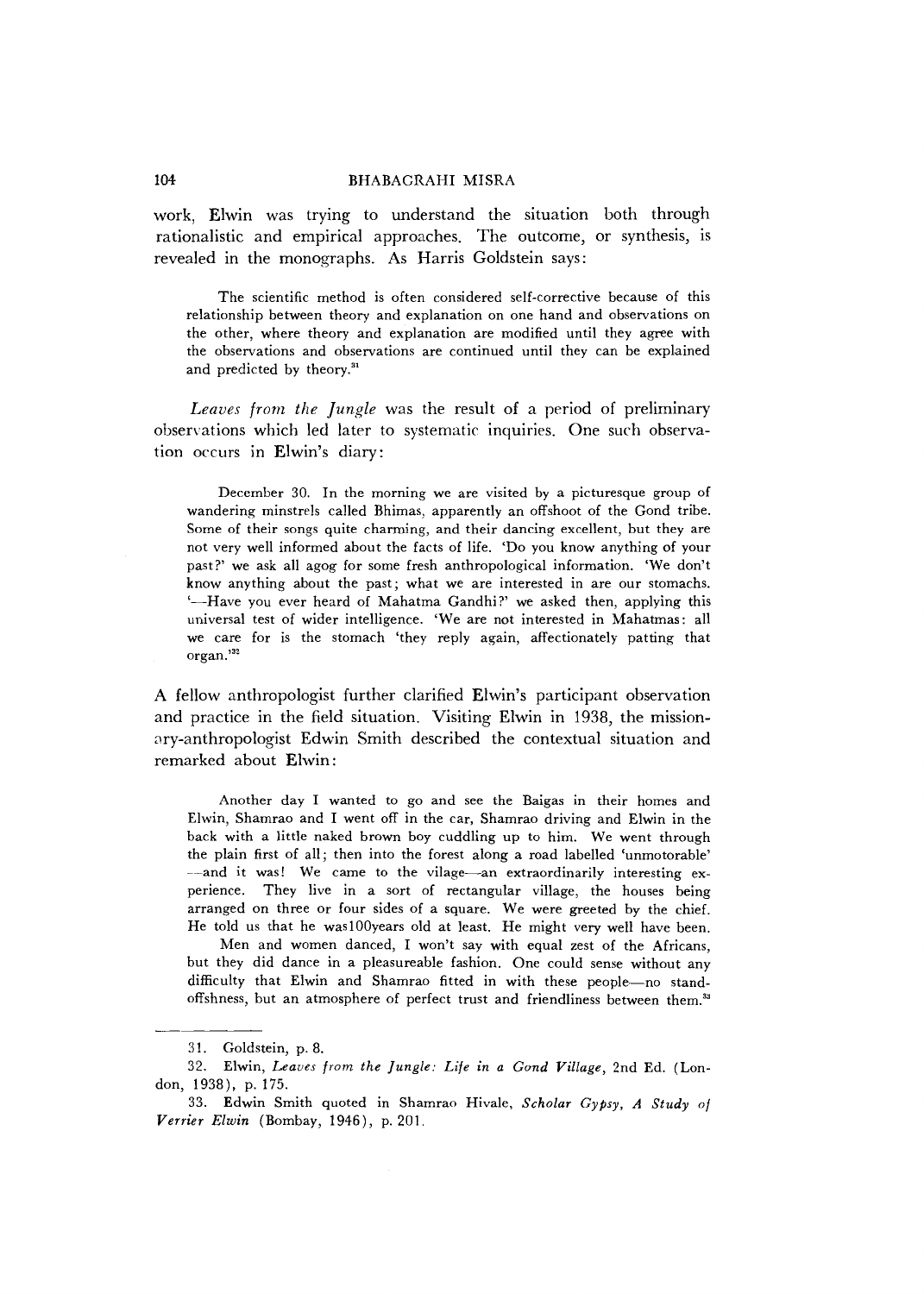work, Elwin was trying to understand the situation both through rationalistic and empirical approaches. The outcome, or synthesis, is revealed in the monographs. As Harris Goldstein says:

> The scientific method is often considered self-corrective because of this relationship between theory and explanation on one hand and observations on the other, where theory and explanation are modified until they agree with the observations and observations are continued until they can be explained and predicted by theory.[31]

*Leaves from the Jungle* was the result of a period of preliminary observations which led later to systematic inquiries. One such observation occurs in Elwin's diary:

> December 30. In the morning we are visited by a picturesque group of wandering minstrels called Bhimas, apparently an offshoot of the Gond tribe. Some of their songs quite charming, and their dancing excellent, but they are not very well informed about the facts of life. 'Do you know anything of your past?' we ask all agog for some fresh anthropological information. 'We don't know anything about the past; what we are interested in are our stomachs. '—Have you ever heard of Mahatma Gandhi?' we asked then, applying this universal test of wider intelligence. 'We are not interested in Mahatmas: all we care for is the stomach 'they reply again, affectionately patting that organ.'[32]

A fellow anthropologist further clarified Elwin's participant observation and practice in the field situation. Visiting Elwin in 1938, the missionary-anthropologist Edwin Smith described the contextual situation and remarked about Elwin:

> Another day I wanted to go and see the Baigas in their homes and Elwin, Shamrao and I went off in the car, Shamrao driving and Elwin in the back with a little naked brown boy cuddling up to him. We went through the plain first of all; then into the forest along a road labelled 'unmotorable' —and it was! We came to the vilage—an extraordinarily interesting experience. They live in a sort of rectangular village, the houses being arranged on three or four sides of a square. We were greeted by the chief. He told us that he was100years old at least. He might very well have been.
>
> Men and women danced, I won't say with equal zest of the Africans, but they did dance in a pleasureable fashion. One could sense without any difficulty that Elwin and Shamrao fitted in with these people—no standoffshness, but an atmosphere of perfect trust and friendliness between them.[33]

---

31. Goldstein, p. 8.

32. Elwin, *Leaves from the Jungle: Life in a Gond Village*, 2nd Ed. (London, 1938), p. 175.

33. Edwin Smith quoted in Shamrao Hivale, *Scholar Gypsy, A Study of Verrier Elwin* (Bombay, 1946), p. 201.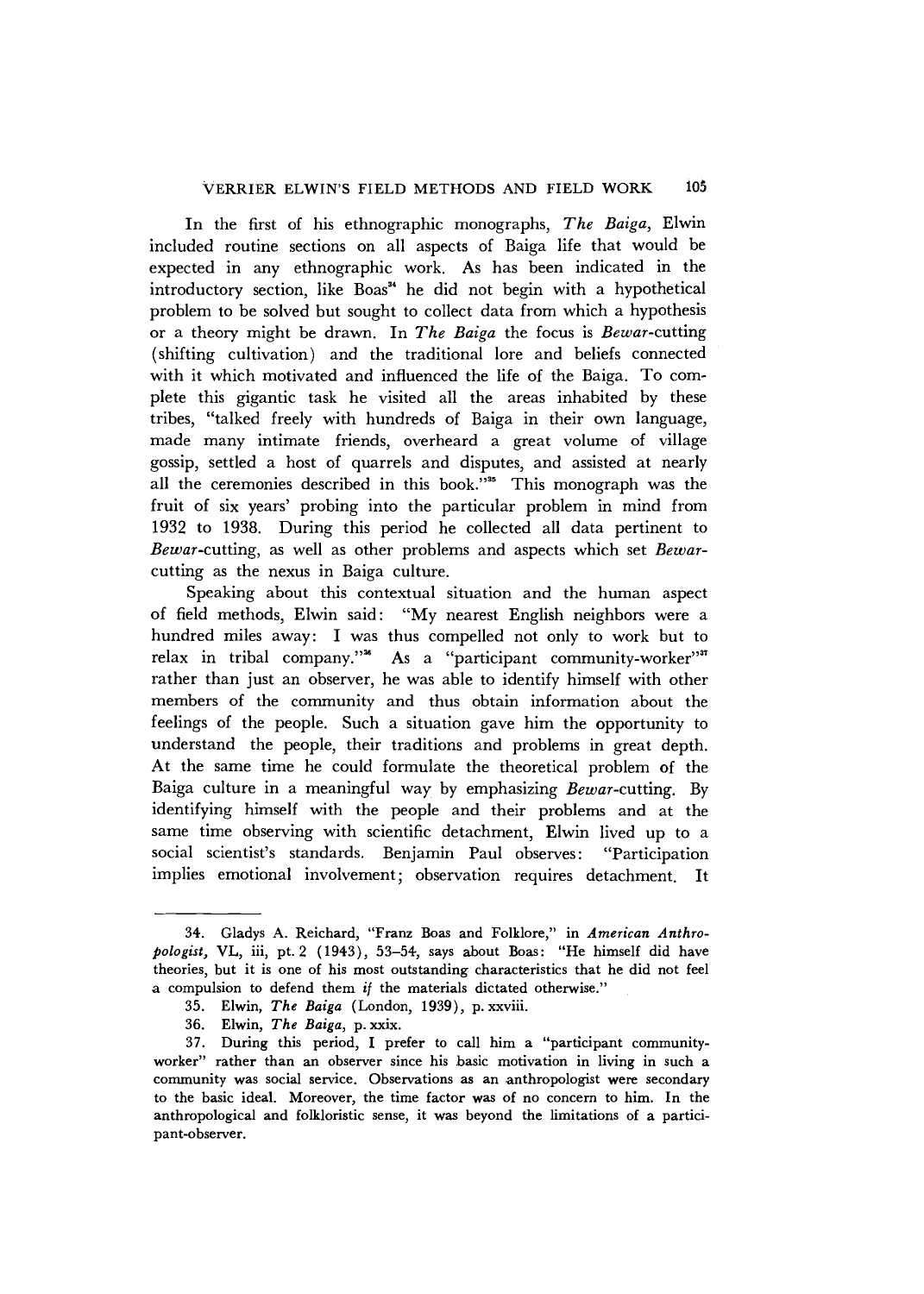In the first of his ethnographic monographs, *The Baiga*, Elwin included routine sections on all aspects of Baiga life that would be expected in any ethnographic work. As has been indicated in the introductory section, like Boas[34] he did not begin with a hypothetical problem to be solved but sought to collect data from which a hypothesis or a theory might be drawn. In *The Baiga* the focus is *Bewar*-cutting (shifting cultivation) and the traditional lore and beliefs connected with it which motivated and influenced the life of the Baiga. To complete this gigantic task he visited all the areas inhabited by these tribes, "talked freely with hundreds of Baiga in their own language, made many intimate friends, overheard a great volume of village gossip, settled a host of quarrels and disputes, and assisted at nearly all the ceremonies described in this book."[35] This monograph was the fruit of six years' probing into the particular problem in mind from 1932 to 1938. During this period he collected all data pertinent to *Bewar*-cutting, as well as other problems and aspects which set *Bewar*-cutting as the nexus in Baiga culture.

Speaking about this contextual situation and the human aspect of field methods, Elwin said: "My nearest English neighbors were a hundred miles away: I was thus compelled not only to work but to relax in tribal company."[36] As a "participant community-worker"[37] rather than just an observer, he was able to identify himself with other members of the community and thus obtain information about the feelings of the people. Such a situation gave him the opportunity to understand the people, their traditions and problems in great depth. At the same time he could formulate the theoretical problem of the Baiga culture in a meaningful way by emphasizing *Bewar*-cutting. By identifying himself with the people and their problems and at the same time observing with scientific detachment, Elwin lived up to a social scientist's standards. Benjamin Paul observes: "Participation implies emotional involvement; observation requires detachment. It

---

34. Gladys A. Reichard, "Franz Boas and Folklore," in *American Anthropologist*, VL, iii, pt. 2 (1943), 53–54, says about Boas: "He himself did have theories, but it is one of his most outstanding characteristics that he did not feel a compulsion to defend them *if* the materials dictated otherwise."

35. Elwin, *The Baiga* (London, 1939), p. xxviii.

36. Elwin, *The Baiga*, p. xxix.

37. During this period, I prefer to call him a "participant community-worker" rather than an observer since his basic motivation in living in such a community was social service. Observations as an anthropologist were secondary to the basic ideal. Moreover, the time factor was of no concern to him. In the anthropological and folkloristic sense, it was beyond the limitations of a participant-observer.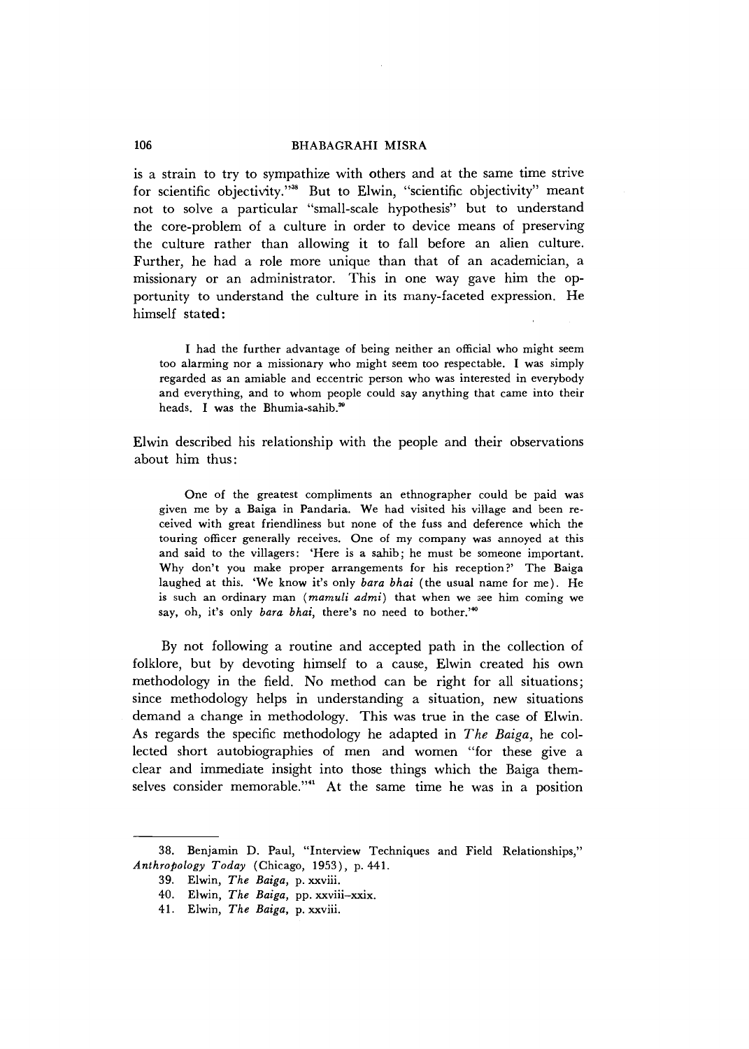is a strain to try to sympathize with others and at the same time strive for scientific objectivity."[38] But to Elwin, "scientific objectivity" meant not to solve a particular "small-scale hypothesis" but to understand the core-problem of a culture in order to device means of preserving the culture rather than allowing it to fall before an alien culture. Further, he had a role more unique than that of an academician, a missionary or an administrator. This in one way gave him the opportunity to understand the culture in its many-faceted expression. He himself stated:

> I had the further advantage of being neither an official who might seem too alarming nor a missionary who might seem too respectable. I was simply regarded as an amiable and eccentric person who was interested in everybody and everything, and to whom people could say anything that came into their heads. I was the Bhumia-sahib.[39]

Elwin described his relationship with the people and their observations about him thus:

> One of the greatest compliments an ethnographer could be paid was given me by a Baiga in Pandaria. We had visited his village and been received with great friendliness but none of the fuss and deference which the touring officer generally receives. One of my company was annoyed at this and said to the villagers: 'Here is a sahib; he must be someone important. Why don't you make proper arrangements for his reception?' The Baiga laughed at this. 'We know it's only *bara bhai* (the usual name for me). He is such an ordinary man (*mamuli admi*) that when we see him coming we say, oh, it's only *bara bhai*, there's no need to bother.'[40]

By not following a routine and accepted path in the collection of folklore, but by devoting himself to a cause, Elwin created his own methodology in the field. No method can be right for all situations; since methodology helps in understanding a situation, new situations demand a change in methodology. This was true in the case of Elwin. As regards the specific methodology he adapted in *The Baiga*, he collected short autobiographies of men and women "for these give a clear and immediate insight into those things which the Baiga themselves consider memorable."[41] At the same time he was in a position

---

38. Benjamin D. Paul, "Interview Techniques and Field Relationships," *Anthropology Today* (Chicago, 1953), p. 441.

39. Elwin, *The Baiga*, p. xxviii.

40. Elwin, *The Baiga*, pp. xxviii–xxix.

41. Elwin, *The Baiga*, p. xxviii.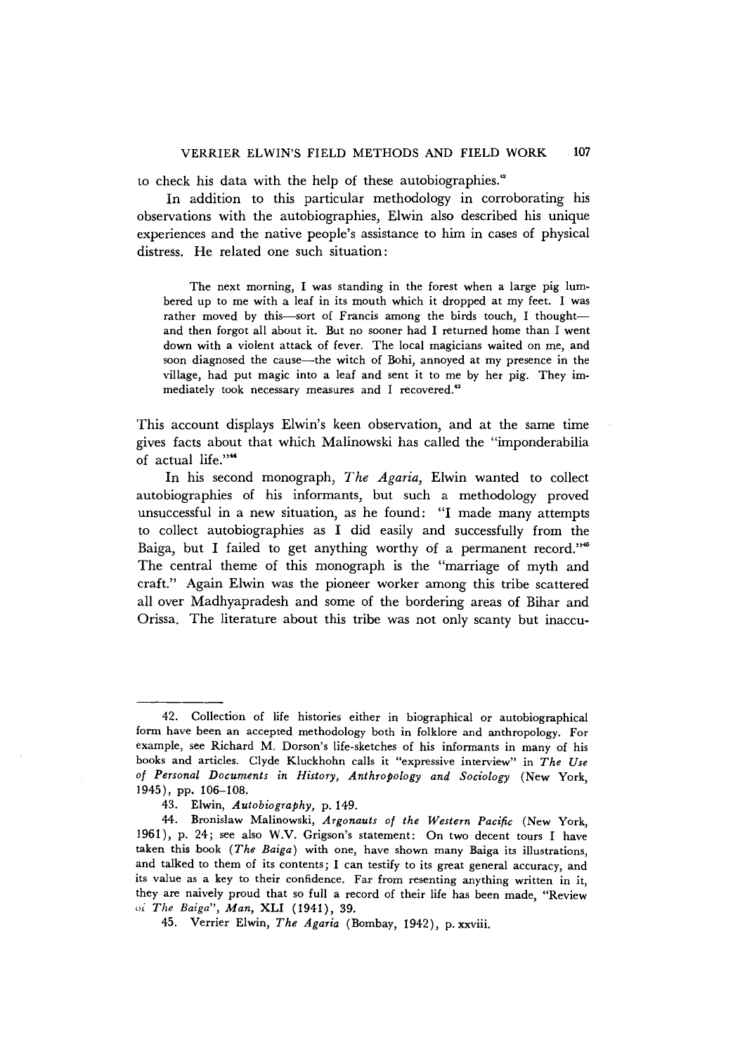to check his data with the help of these autobiographies.[42]

In addition to this particular methodology in corroborating his observations with the autobiographies, Elwin also described his unique experiences and the native people's assistance to him in cases of physical distress. He related one such situation:

> The next morning, I was standing in the forest when a large pig lumbered up to me with a leaf in its mouth which it dropped at my feet. I was rather moved by this—sort of Francis among the birds touch, I thought—and then forgot all about it. But no sooner had I returned home than I went down with a violent attack of fever. The local magicians waited on me, and soon diagnosed the cause—the witch of Bohi, annoyed at my presence in the village, had put magic into a leaf and sent it to me by her pig. They immediately took necessary measures and I recovered.[43]

This account displays Elwin's keen observation, and at the same time gives facts about that which Malinowski has called the "imponderabilia of actual life."[44]

In his second monograph, *The Agaria*, Elwin wanted to collect autobiographies of his informants, but such a methodology proved unsuccessful in a new situation, as he found: "I made many attempts to collect autobiographies as I did easily and successfully from the Baiga, but I failed to get anything worthy of a permanent record."[45] The central theme of this monograph is the "marriage of myth and craft." Again Elwin was the pioneer worker among this tribe scattered all over Madhyapradesh and some of the bordering areas of Bihar and Orissa. The literature about this tribe was not only scanty but inaccu-

---

42. Collection of life histories either in biographical or autobiographical form have been an accepted methodology both in folklore and anthropology. For example, see Richard M. Dorson's life-sketches of his informants in many of his books and articles. Clyde Kluckhohn calls it "expressive interview" in *The Use of Personal Documents in History, Anthropology and Sociology* (New York, 1945), pp. 106–108.

43. Elwin, *Autobiography,* p. 149.

44. Bronislaw Malinowski, *Argonauts of the Western Pacific* (New York, 1961), p. 24; see also W.V. Grigson's statement: On two decent tours I have taken this book (*The Baiga*) with one, have shown many Baiga its illustrations, and talked to them of its contents; I can testify to its great general accuracy, and its value as a key to their confidence. Far from resenting anything written in it, they are naively proud that so full a record of their life has been made, "Review of *The Baiga*", *Man,* XLI (1941), 39.

45. Verrier Elwin, *The Agaria* (Bombay, 1942), p. xxviii.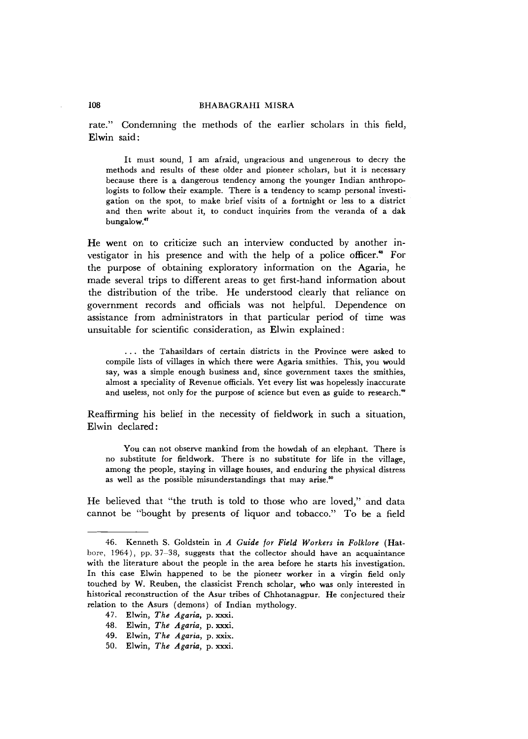rate." Condemning the methods of the earlier scholars in this field, Elwin said:

> It must sound, I am afraid, ungracious and ungenerous to decry the methods and results of these older and pioneer scholars, but it is necessary because there is a dangerous tendency among the younger Indian anthropologists to follow their example. There is a tendency to scamp personal investigation on the spot, to make brief visits of a fortnight or less to a district and then write about it, to conduct inquiries from the veranda of a dak bungalow.[47]

He went on to criticize such an interview conducted by another investigator in his presence and with the help of a police officer.[48] For the purpose of obtaining exploratory information on the Agaria, he made several trips to different areas to get first-hand information about the distribution of the tribe. He understood clearly that reliance on government records and officials was not helpful. Dependence on assistance from administrators in that particular period of time was unsuitable for scientific consideration, as Elwin explained:

> . . . the Tahasildars of certain districts in the Province were asked to compile lists of villages in which there were Agaria smithies. This, you would say, was a simple enough business and, since government taxes the smithies, almost a speciality of Revenue officials. Yet every list was hopelessly inaccurate and useless, not only for the purpose of science but even as guide to research.[49]

Reaffirming his belief in the necessity of fieldwork in such a situation, Elwin declared:

> You can not observe mankind from the howdah of an elephant. There is no substitute for fieldwork. There is no substitute for life in the village, among the people, staying in village houses, and enduring the physical distress as well as the possible misunderstandings that may arise.[50]

He believed that "the truth is told to those who are loved," and data cannot be "bought by presents of liquor and tobacco." To be a field

---

46. Kenneth S. Goldstein in *A Guide for Field Workers in Folklore* (Hatbore, 1964), pp. 37–38, suggests that the collector should have an acquaintance with the literature about the people in the area before he starts his investigation. In this case Elwin happened to be the pioneer worker in a virgin field only touched by W. Reuben, the classicist French scholar, who was only interested in historical reconstruction of the Asur tribes of Chhotanagpur. He conjectured their relation to the Asurs (demons) of Indian mythology.

47. Elwin, *The Agaria*, p. xxxi.

48. Elwin, *The Agaria*, p. xxxi.

49. Elwin, *The Agaria*, p. xxix.

50. Elwin, *The Agaria*, p. xxxi.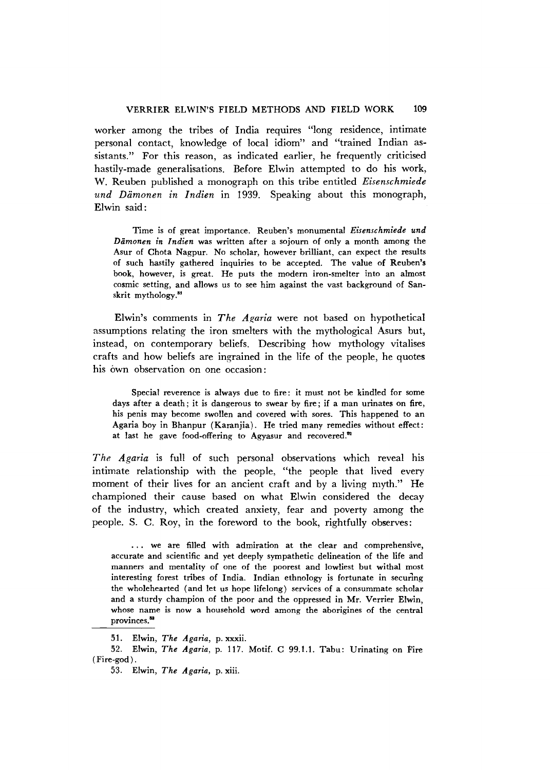worker among the tribes of India requires "long residence, intimate personal contact, knowledge of local idiom" and "trained Indian assistants." For this reason, as indicated earlier, he frequently criticised hastily-made generalisations. Before Elwin attempted to do his work, W. Reuben published a monograph on this tribe entitled *Eisenschmiede und Dämonen in Indien* in 1939. Speaking about this monograph, Elwin said:

> Time is of great importance. Reuben's monumental *Eisenschmiede und Dämonen in Indien* was written after a sojourn of only a month among the Asur of Chota Nagpur. No scholar, however brilliant, can expect the results of such hastily gathered inquiries to be accepted. The value of Reuben's book, however, is great. He puts the modern iron-smelter into an almost cosmic setting, and allows us to see him against the vast background of Sanskrit mythology.[51]

Elwin's comments in *The Agaria* were not based on hypothetical assumptions relating the iron smelters with the mythological Asurs but, instead, on contemporary beliefs. Describing how mythology vitalises crafts and how beliefs are ingrained in the life of the people, he quotes his own observation on one occasion:

> Special reverence is always due to fire: it must not be kindled for some days after a death; it is dangerous to swear by fire; if a man urinates on fire, his penis may become swollen and covered with sores. This happened to an Agaria boy in Bhanpur (Karanjia). He tried many remedies without effect: at last he gave food-offering to Agyasur and recovered.[52]

*The Agaria* is full of such personal observations which reveal his intimate relationship with the people, "the people that lived every moment of their lives for an ancient craft and by a living myth." He championed their cause based on what Elwin considered the decay of the industry, which created anxiety, fear and poverty among the people. S. C. Roy, in the foreword to the book, rightfully observes:

> . . . we are filled with admiration at the clear and comprehensive, accurate and scientific and yet deeply sympathetic delineation of the life and manners and mentality of one of the poorest and lowliest but withal most interesting forest tribes of India. Indian ethnology is fortunate in securing the wholehearted (and let us hope lifelong) services of a consummate scholar and a sturdy champion of the poor and the oppressed in Mr. Verrier Elwin, whose name is now a household word among the aborigines of the central provinces.[53]

---

51. Elwin, *The Agaria*, p. xxxii.

52. Elwin, *The Agaria*, p. 117. Motif. C 99.1.1. Tabu: Urinating on Fire (Fire-god).

53. Elwin, *The Agaria*, p. xiii.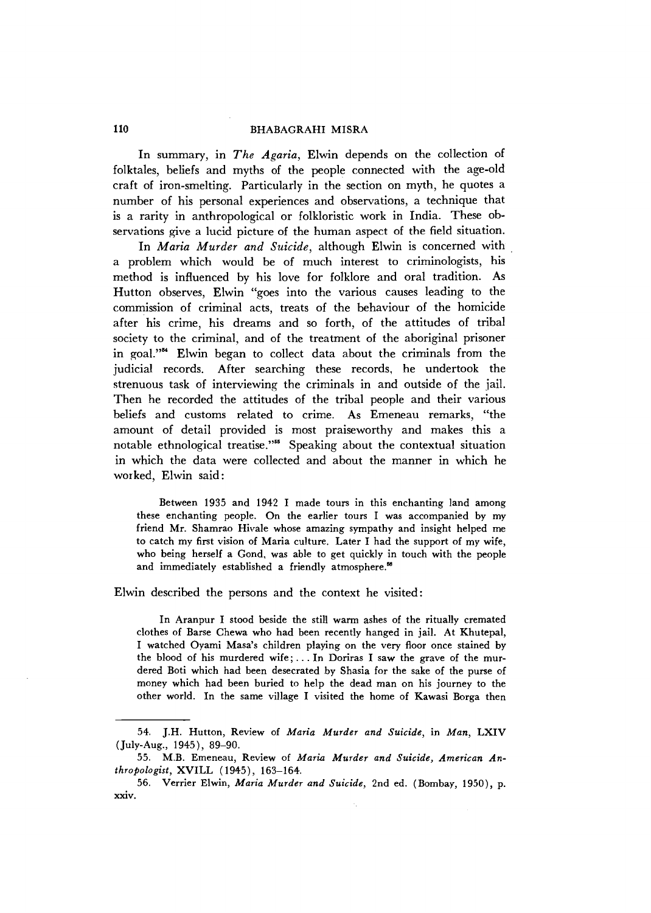In summary, in *The Agaria*, Elwin depends on the collection of folktales, beliefs and myths of the people connected with the age-old craft of iron-smelting. Particularly in the section on myth, he quotes a number of his personal experiences and observations, a technique that is a rarity in anthropological or folkloristic work in India. These observations give a lucid picture of the human aspect of the field situation.

In *Maria Murder and Suicide*, although Elwin is concerned with a problem which would be of much interest to criminologists, his method is influenced by his love for folklore and oral tradition. As Hutton observes, Elwin "goes into the various causes leading to the commission of criminal acts, treats of the behaviour of the homicide after his crime, his dreams and so forth, of the attitudes of tribal society to the criminal, and of the treatment of the aboriginal prisoner in goal."[54] Elwin began to collect data about the criminals from the judicial records. After searching these records, he undertook the strenuous task of interviewing the criminals in and outside of the jail. Then he recorded the attitudes of the tribal people and their various beliefs and customs related to crime. As Emeneau remarks, "the amount of detail provided is most praiseworthy and makes this a notable ethnological treatise."[55] Speaking about the contextual situation in which the data were collected and about the manner in which he worked, Elwin said:

> Between 1935 and 1942 I made tours in this enchanting land among these enchanting people. On the earlier tours I was accompanied by my friend Mr. Shamrao Hivale whose amazing sympathy and insight helped me to catch my first vision of Maria culture. Later I had the support of my wife, who being herself a Gond, was able to get quickly in touch with the people and immediately established a friendly atmosphere.[56]

Elwin described the persons and the context he visited:

> In Aranpur I stood beside the still warm ashes of the ritually cremated clothes of Barse Chewa who had been recently hanged in jail. At Khutepal, I watched Oyami Masa's children playing on the very floor once stained by the blood of his murdered wife; ... In Doriras I saw the grave of the murdered Boti which had been desecrated by Shasia for the sake of the purse of money which had been buried to help the dead man on his journey to the other world. In the same village I visited the home of Kawasi Borga then

---

54. J.H. Hutton, Review of *Maria Murder and Suicide*, in *Man*, LXIV (July-Aug., 1945), 89–90.

55. M.B. Emeneau, Review of *Maria Murder and Suicide, American Anthropologist*, XVILL (1945), 163–164.

56. Verrier Elwin, *Maria Murder and Suicide*, 2nd ed. (Bombay, 1950), p. xxiv.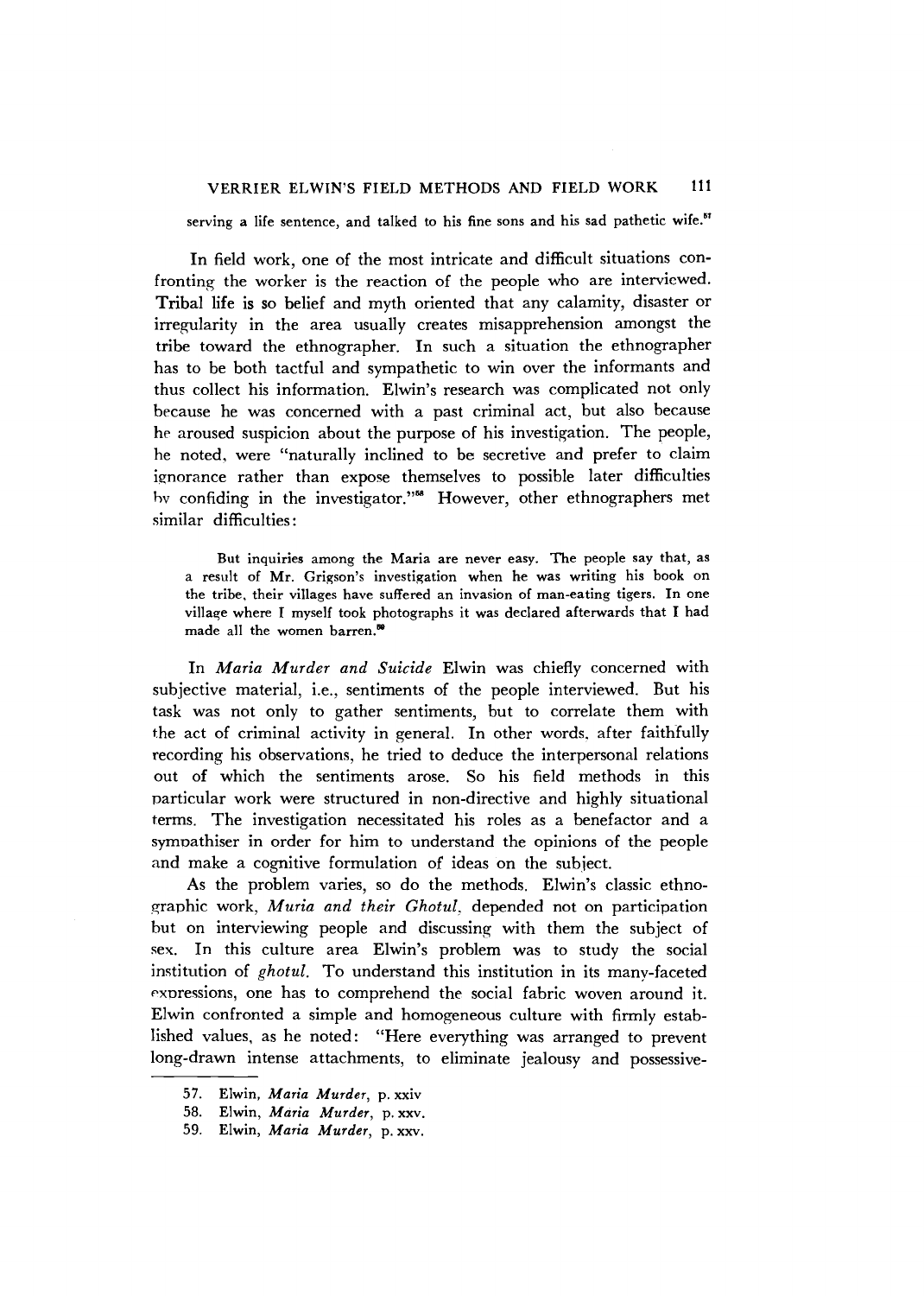serving a life sentence, and talked to his fine sons and his sad pathetic wife.[57]

In field work, one of the most intricate and difficult situations confronting the worker is the reaction of the people who are interviewed. Tribal life is so belief and myth oriented that any calamity, disaster or irregularity in the area usually creates misapprehension amongst the tribe toward the ethnographer. In such a situation the ethnographer has to be both tactful and sympathetic to win over the informants and thus collect his information. Elwin's research was complicated not only because he was concerned with a past criminal act, but also because he aroused suspicion about the purpose of his investigation. The people, he noted, were "naturally inclined to be secretive and prefer to claim ignorance rather than expose themselves to possible later difficulties by confiding in the investigator."[58] However, other ethnographers met similar difficulties:

> But inquiries among the Maria are never easy. The people say that, as a result of Mr. Grigson's investigation when he was writing his book on the tribe, their villages have suffered an invasion of man-eating tigers. In one village where I myself took photographs it was declared afterwards that I had made all the women barren.[59]

In *Maria Murder and Suicide* Elwin was chiefly concerned with subjective material, i.e., sentiments of the people interviewed. But his task was not only to gather sentiments, but to correlate them with the act of criminal activity in general. In other words, after faithfully recording his observations, he tried to deduce the interpersonal relations out of which the sentiments arose. So his field methods in this particular work were structured in non-directive and highly situational terms. The investigation necessitated his roles as a benefactor and a sympathiser in order for him to understand the opinions of the people and make a cognitive formulation of ideas on the subject.

As the problem varies, so do the methods. Elwin's classic ethnographic work, *Muria and their Ghotul*, depended not on participation but on interviewing people and discussing with them the subject of sex. In this culture area Elwin's problem was to study the social institution of *ghotul*. To understand this institution in its many-faceted expressions, one has to comprehend the social fabric woven around it. Elwin confronted a simple and homogeneous culture with firmly established values, as he noted: "Here everything was arranged to prevent long-drawn intense attachments, to eliminate jealousy and possessive-

57. Elwin, *Maria Murder*, p. xxiv
58. Elwin, *Maria Murder*, p. xxv.
59. Elwin, *Maria Murder*, p. xxv.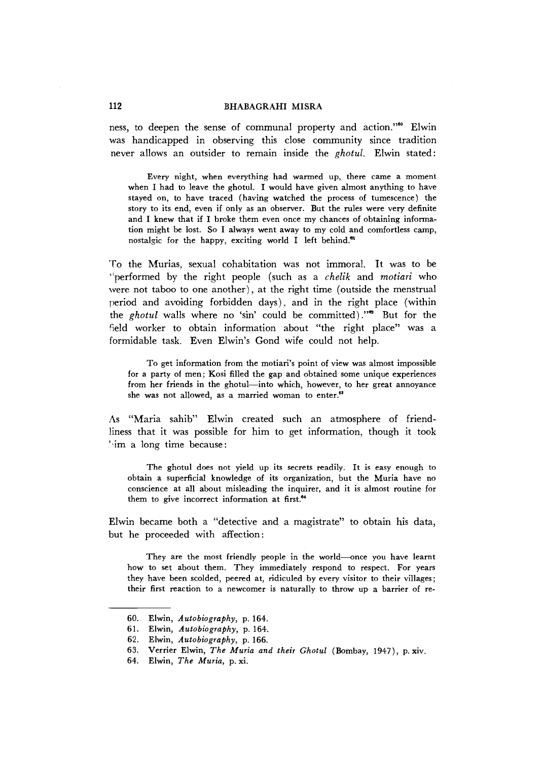ness, to deepen the sense of communal property and action."[60] Elwin was handicapped in observing this close community since tradition never allows an outsider to remain inside the *ghotul*. Elwin stated:

> Every night, when everything had warmed up, there came a moment when I had to leave the ghotul. I would have given almost anything to have stayed on, to have traced (having watched the process of tumescence) the story to its end, even if only as an observer. But the rules were very definite and I knew that if I broke them even once my chances of obtaining information might be lost. So I always went away to my cold and comfortless camp, nostalgic for the happy, exciting world I left behind.[61]

To the Murias, sexual cohabitation was not immoral. It was to be "performed by the right people (such as a *chelik* and *motiari* who were not taboo to one another), at the right time (outside the menstrual period and avoiding forbidden days), and in the right place (within the *ghotul* walls where no 'sin' could be committed)."[62] But for the field worker to obtain information about "the right place" was a formidable task. Even Elwin's Gond wife could not help.

> To get information from the motiari's point of view was almost impossible for a party of men; Kosi filled the gap and obtained some unique experiences from her friends in the ghotul—into which, however, to her great annoyance she was not allowed, as a married woman to enter.[63]

As "Maria sahib" Elwin created such an atmosphere of friendliness that it was possible for him to get information, though it took him a long time because:

> The ghotul does not yield up its secrets readily. It is easy enough to obtain a superficial knowledge of its organization, but the Muria have no conscience at all about misleading the inquirer, and it is almost routine for them to give incorrect information at first.[64]

Elwin became both a "detective and a magistrate" to obtain his data, but he proceeded with affection:

> They are the most friendly people in the world—once you have learnt how to set about them. They immediately respond to respect. For years they have been scolded, peered at, ridiculed by every visitor to their villages; their first reaction to a newcomer is naturally to throw up a barrier of re-

---

60. Elwin, *Autobiography*, p. 164.
61. Elwin, *Autobiography*, p. 164.
62. Elwin, *Autobiography*, p. 166.
63. Verrier Elwin, *The Muria and their Ghotul* (Bombay, 1947), p. xiv.
64. Elwin, *The Muria*, p. xi.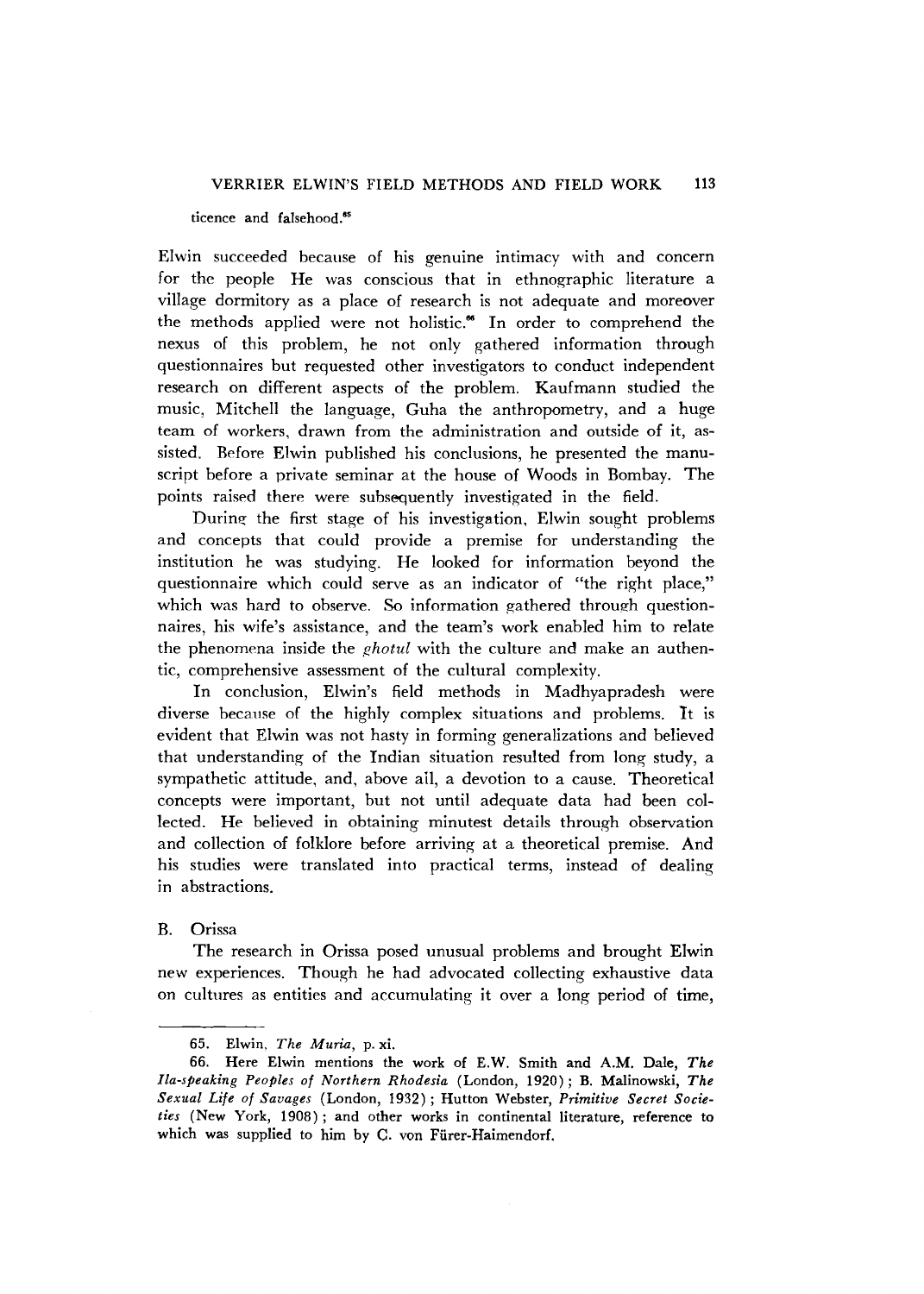ticence and falsehood.[65]

Elwin succeeded because of his genuine intimacy with and concern for the people He was conscious that in ethnographic literature a village dormitory as a place of research is not adequate and moreover the methods applied were not holistic.[66] In order to comprehend the nexus of this problem, he not only gathered information through questionnaires but requested other investigators to conduct independent research on different aspects of the problem. Kaufmann studied the music, Mitchell the language, Guha the anthropometry, and a huge team of workers, drawn from the administration and outside of it, assisted. Before Elwin published his conclusions, he presented the manuscript before a private seminar at the house of Woods in Bombay. The points raised there were subsequently investigated in the field.

During the first stage of his investigation, Elwin sought problems and concepts that could provide a premise for understanding the institution he was studying. He looked for information beyond the questionnaire which could serve as an indicator of "the right place," which was hard to observe. So information gathered through questionnaires, his wife's assistance, and the team's work enabled him to relate the phenomena inside the *ghotul* with the culture and make an authentic, comprehensive assessment of the cultural complexity.

In conclusion, Elwin's field methods in Madhyapradesh were diverse because of the highly complex situations and problems. It is evident that Elwin was not hasty in forming generalizations and believed that understanding of the Indian situation resulted from long study, a sympathetic attitude, and, above all, a devotion to a cause. Theoretical concepts were important, but not until adequate data had been collected. He believed in obtaining minutest details through observation and collection of folklore before arriving at a theoretical premise. And his studies were translated into practical terms, instead of dealing in abstractions.

## B. Orissa

The research in Orissa posed unusual problems and brought Elwin new experiences. Though he had advocated collecting exhaustive data on cultures as entities and accumulating it over a long period of time,

---

65. Elwin, *The Muria*, p. xi.

66. Here Elwin mentions the work of E.W. Smith and A.M. Dale, *The Ila-speaking Peoples of Northern Rhodesia* (London, 1920); B. Malinowski, *The Sexual Life of Savages* (London, 1932); Hutton Webster, *Primitive Secret Societies* (New York, 1908); and other works in continental literature, reference to which was supplied to him by C. von Fürer-Haimendorf.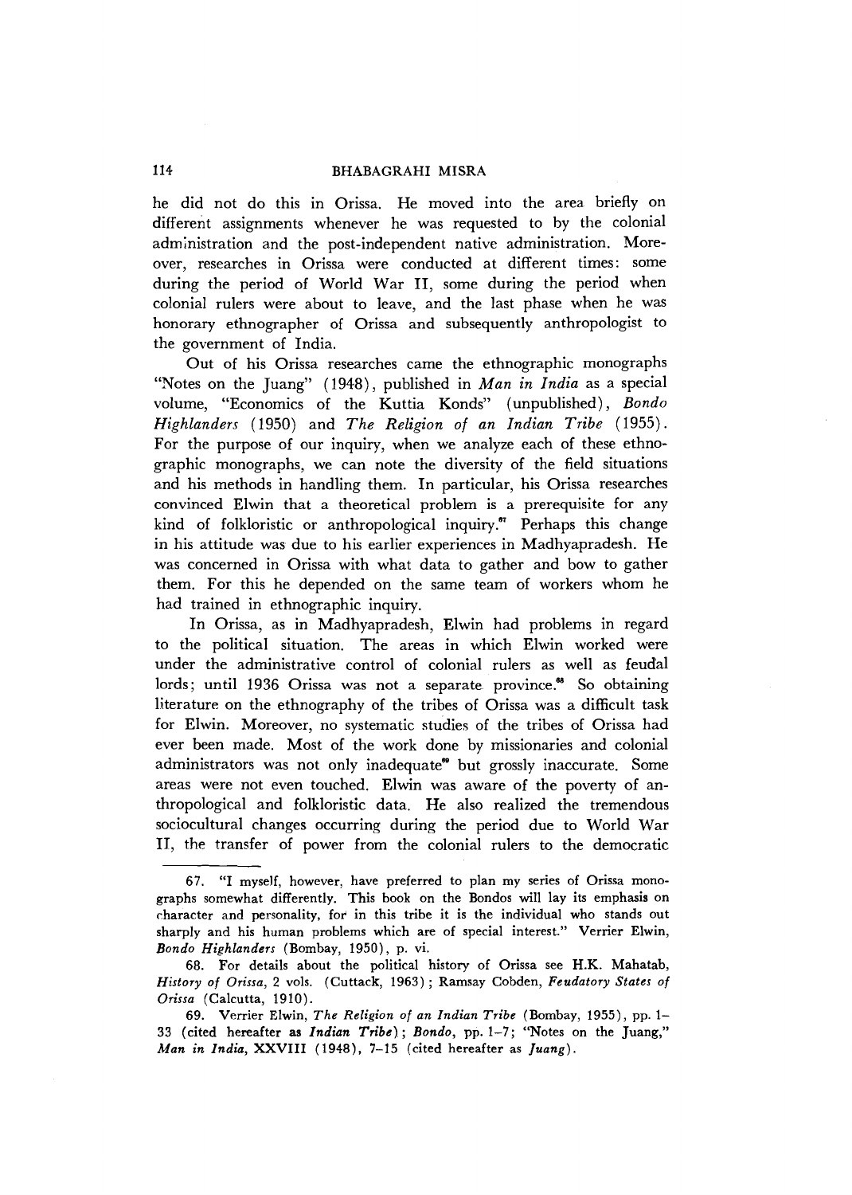he did not do this in Orissa. He moved into the area briefly on different assignments whenever he was requested to by the colonial administration and the post-independent native administration. Moreover, researches in Orissa were conducted at different times: some during the period of World War II, some during the period when colonial rulers were about to leave, and the last phase when he was honorary ethnographer of Orissa and subsequently anthropologist to the government of India.

Out of his Orissa researches came the ethnographic monographs "Notes on the Juang" (1948), published in *Man in India* as a special volume, "Economics of the Kuttia Konds" (unpublished), *Bondo Highlanders* (1950) and *The Religion of an Indian Tribe* (1955). For the purpose of our inquiry, when we analyze each of these ethnographic monographs, we can note the diversity of the field situations and his methods in handling them. In particular, his Orissa researches convinced Elwin that a theoretical problem is a prerequisite for any kind of folkloristic or anthropological inquiry.[67] Perhaps this change in his attitude was due to his earlier experiences in Madhyapradesh. He was concerned in Orissa with what data to gather and bow to gather them. For this he depended on the same team of workers whom he had trained in ethnographic inquiry.

In Orissa, as in Madhyapradesh, Elwin had problems in regard to the political situation. The areas in which Elwin worked were under the administrative control of colonial rulers as well as feudal lords; until 1936 Orissa was not a separate province.[68] So obtaining literature on the ethnography of the tribes of Orissa was a difficult task for Elwin. Moreover, no systematic studies of the tribes of Orissa had ever been made. Most of the work done by missionaries and colonial administrators was not only inadequate[69] but grossly inaccurate. Some areas were not even touched. Elwin was aware of the poverty of anthropological and folkloristic data. He also realized the tremendous sociocultural changes occurring during the period due to World War II, the transfer of power from the colonial rulers to the democratic

---

67. "I myself, however, have preferred to plan my series of Orissa monographs somewhat differently. This book on the Bondos will lay its emphasis on character and personality, for in this tribe it is the individual who stands out sharply and his human problems which are of special interest." Verrier Elwin, *Bondo Highlanders* (Bombay, 1950), p. vi.

68. For details about the political history of Orissa see H.K. Mahatab, *History of Orissa*, 2 vols. (Cuttack, 1963); Ramsay Cobden, *Feudatory States of Orissa* (Calcutta, 1910).

69. Verrier Elwin, *The Religion of an Indian Tribe* (Bombay, 1955), pp. 1–33 (cited hereafter as *Indian Tribe*); *Bondo*, pp. 1–7; "Notes on the Juang," *Man in India*, XXVIII (1948), 7–15 (cited hereafter as *Juang*).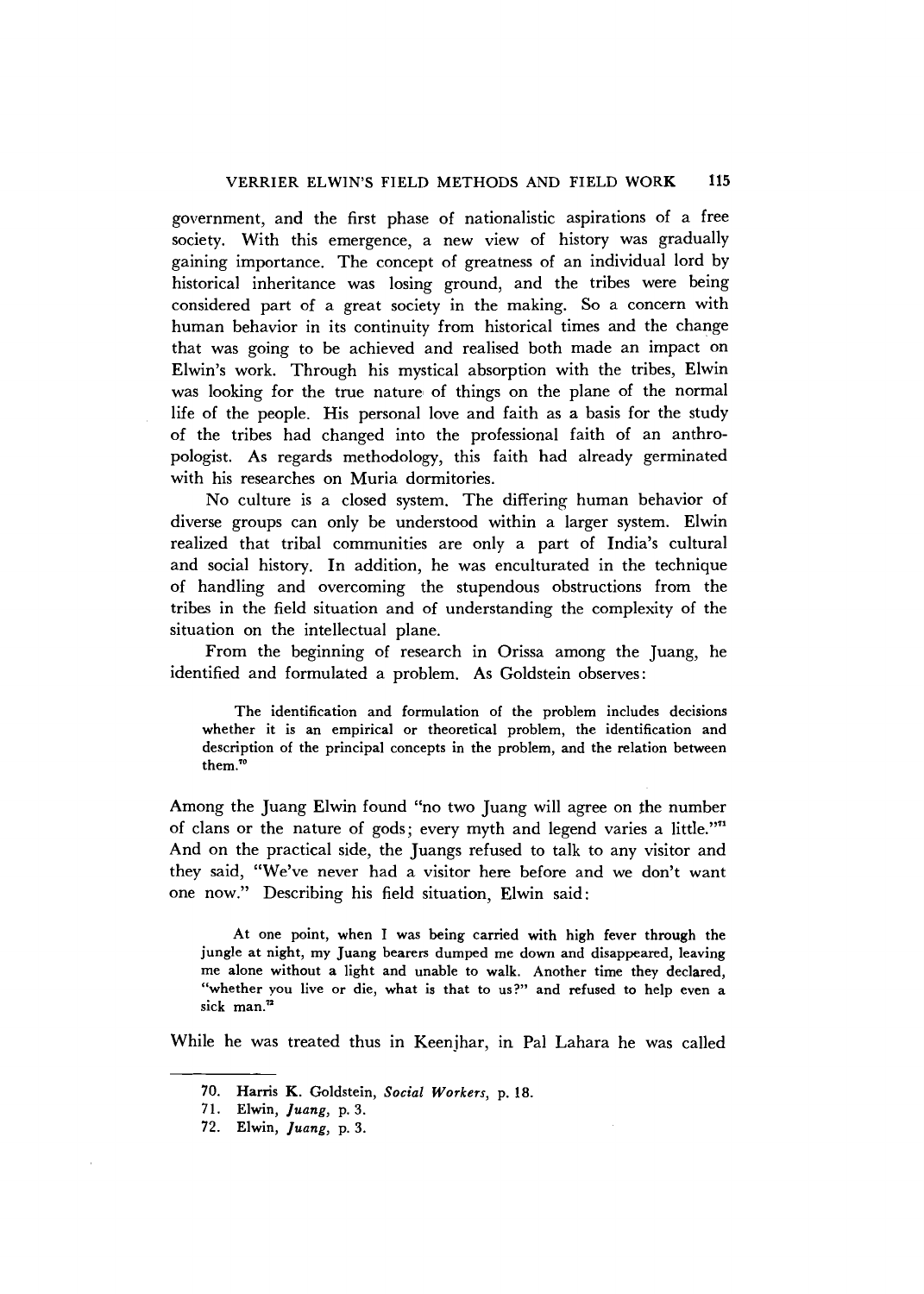government, and the first phase of nationalistic aspirations of a free society. With this emergence, a new view of history was gradually gaining importance. The concept of greatness of an individual lord by historical inheritance was losing ground, and the tribes were being considered part of a great society in the making. So a concern with human behavior in its continuity from historical times and the change that was going to be achieved and realised both made an impact on Elwin's work. Through his mystical absorption with the tribes, Elwin was looking for the true nature of things on the plane of the normal life of the people. His personal love and faith as a basis for the study of the tribes had changed into the professional faith of an anthropologist. As regards methodology, this faith had already germinated with his researches on Muria dormitories.

No culture is a closed system. The differing human behavior of diverse groups can only be understood within a larger system. Elwin realized that tribal communities are only a part of India's cultural and social history. In addition, he was enculturated in the technique of handling and overcoming the stupendous obstructions from the tribes in the field situation and of understanding the complexity of the situation on the intellectual plane.

From the beginning of research in Orissa among the Juang, he identified and formulated a problem. As Goldstein observes:

> The identification and formulation of the problem includes decisions whether it is an empirical or theoretical problem, the identification and description of the principal concepts in the problem, and the relation between them.[70]

Among the Juang Elwin found "no two Juang will agree on the number of clans or the nature of gods; every myth and legend varies a little."[71] And on the practical side, the Juangs refused to talk to any visitor and they said, "We've never had a visitor here before and we don't want one now." Describing his field situation, Elwin said:

> At one point, when I was being carried with high fever through the jungle at night, my Juang bearers dumped me down and disappeared, leaving me alone without a light and unable to walk. Another time they declared, "whether you live or die, what is that to us?" and refused to help even a sick man.[72]

While he was treated thus in Keenjhar, in Pal Lahara he was called

---

70. Harris K. Goldstein, *Social Workers*, p. 18.
71. Elwin, *Juang*, p. 3.
72. Elwin, *Juang*, p. 3.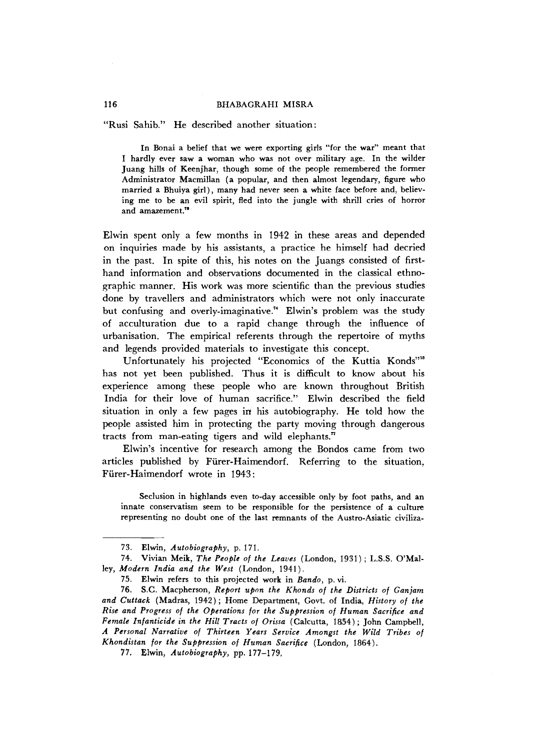"Rusi Sahib." He described another situation:

> In Bonai a belief that we were exporting girls "for the war" meant that I hardly ever saw a woman who was not over military age. In the wilder Juang hills of Keenjhar, though some of the people remembered the former Administrator Macmillan (a popular, and then almost legendary, figure who married a Bhuiya girl), many had never seen a white face before and, believing me to be an evil spirit, fled into the jungle with shrill cries of horror and amazement.[73]

Elwin spent only a few months in 1942 in these areas and depended on inquiries made by his assistants, a practice he himself had decried in the past. In spite of this, his notes on the Juangs consisted of first-hand information and observations documented in the classical ethnographic manner. His work was more scientific than the previous studies done by travellers and administrators which were not only inaccurate but confusing and overly-imaginative.[74] Elwin's problem was the study of acculturation due to a rapid change through the influence of urbanisation. The empirical referents through the repertoire of myths and legends provided materials to investigate this concept.

Unfortunately his projected "Economics of the Kuttia Konds"[75] has not yet been published. Thus it is difficult to know about his experience among these people who are known throughout British India for their love of human sacrifice.[76] Elwin described the field situation in only a few pages in his autobiography. He told how the people assisted him in protecting the party moving through dangerous tracts from man-eating tigers and wild elephants.[77]

Elwin's incentive for research among the Bondos came from two articles published by Fürer-Haimendorf. Referring to the situation, Fürer-Haimendorf wrote in 1943:

> Seclusion in highlands even to-day accessible only by foot paths, and an innate conservatism seem to be responsible for the persistence of a culture representing no doubt one of the last remnants of the Austro-Asiatic civiliza-

---

73. Elwin, *Autobiography*, p. 171.

74. Vivian Meik, *The People of the Leaves* (London, 1931); L.S.S. O'Malley, *Modern India and the West* (London, 1941).

75. Elwin refers to this projected work in *Bando*, p. vi.

76. S.C. Macpherson, *Report upon the Khonds of the Districts of Ganjam and Cuttack* (Madras, 1942); Home Department, Govt. of India, *History of the Rise and Progress of the Operations for the Suppression of Human Sacrifice and Female Infanticide in the Hill Tracts of Orissa* (Calcutta, 1854); John Campbell, *A Personal Narrative of Thirteen Years Service Amongst the Wild Tribes of Khondistan for the Suppression of Human Sacrifice* (London, 1864).

77. Elwin, *Autobiography*, pp. 177–179.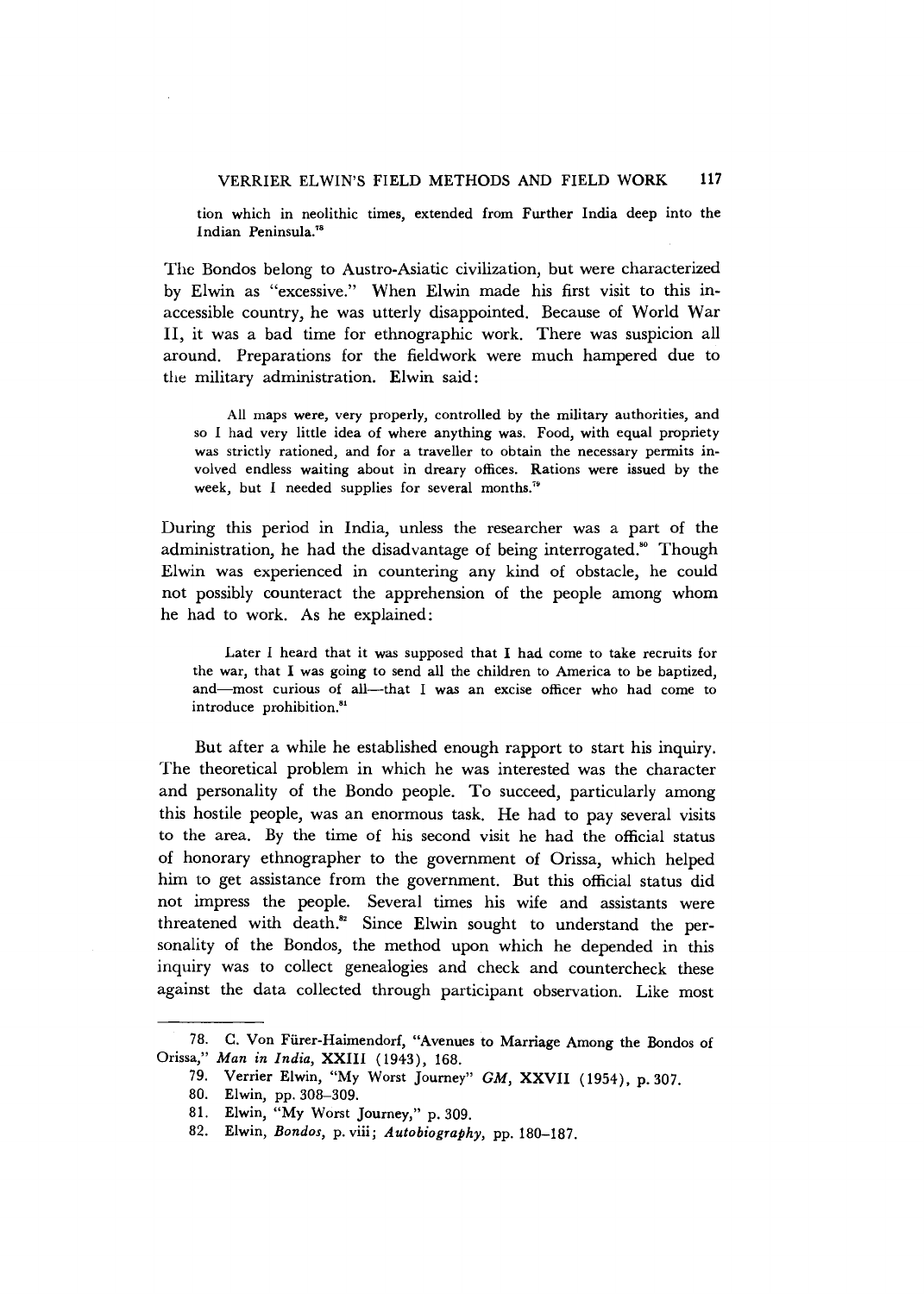tion which in neolithic times, extended from Further India deep into the Indian Peninsula.[78]

The Bondos belong to Austro-Asiatic civilization, but were characterized by Elwin as "excessive." When Elwin made his first visit to this inaccessible country, he was utterly disappointed. Because of World War II, it was a bad time for ethnographic work. There was suspicion all around. Preparations for the fieldwork were much hampered due to the military administration. Elwin said:

> All maps were, very properly, controlled by the military authorities, and so I had very little idea of where anything was. Food, with equal propriety was strictly rationed, and for a traveller to obtain the necessary permits involved endless waiting about in dreary offices. Rations were issued by the week, but I needed supplies for several months.[79]

During this period in India, unless the researcher was a part of the administration, he had the disadvantage of being interrogated.[80] Though Elwin was experienced in countering any kind of obstacle, he could not possibly counteract the apprehension of the people among whom he had to work. As he explained:

> Later I heard that it was supposed that I had come to take recruits for the war, that I was going to send all the children to America to be baptized, and—most curious of all—that I was an excise officer who had come to introduce prohibition.[81]

But after a while he established enough rapport to start his inquiry. The theoretical problem in which he was interested was the character and personality of the Bondo people. To succeed, particularly among this hostile people, was an enormous task. He had to pay several visits to the area. By the time of his second visit he had the official status of honorary ethnographer to the government of Orissa, which helped him to get assistance from the government. But this official status did not impress the people. Several times his wife and assistants were threatened with death.[82] Since Elwin sought to understand the personality of the Bondos, the method upon which he depended in this inquiry was to collect genealogies and check and countercheck these against the data collected through participant observation. Like most

---

78. C. Von Fürer-Haimendorf, "Avenues to Marriage Among the Bondos of Orissa," *Man in India*, XXIII (1943), 168.

79. Verrier Elwin, "My Worst Journey" *GM*, XXVII (1954), p. 307.

80. Elwin, pp. 308–309.

81. Elwin, "My Worst Journey," p. 309.

82. Elwin, *Bondos*, p. viii; *Autobiography*, pp. 180–187.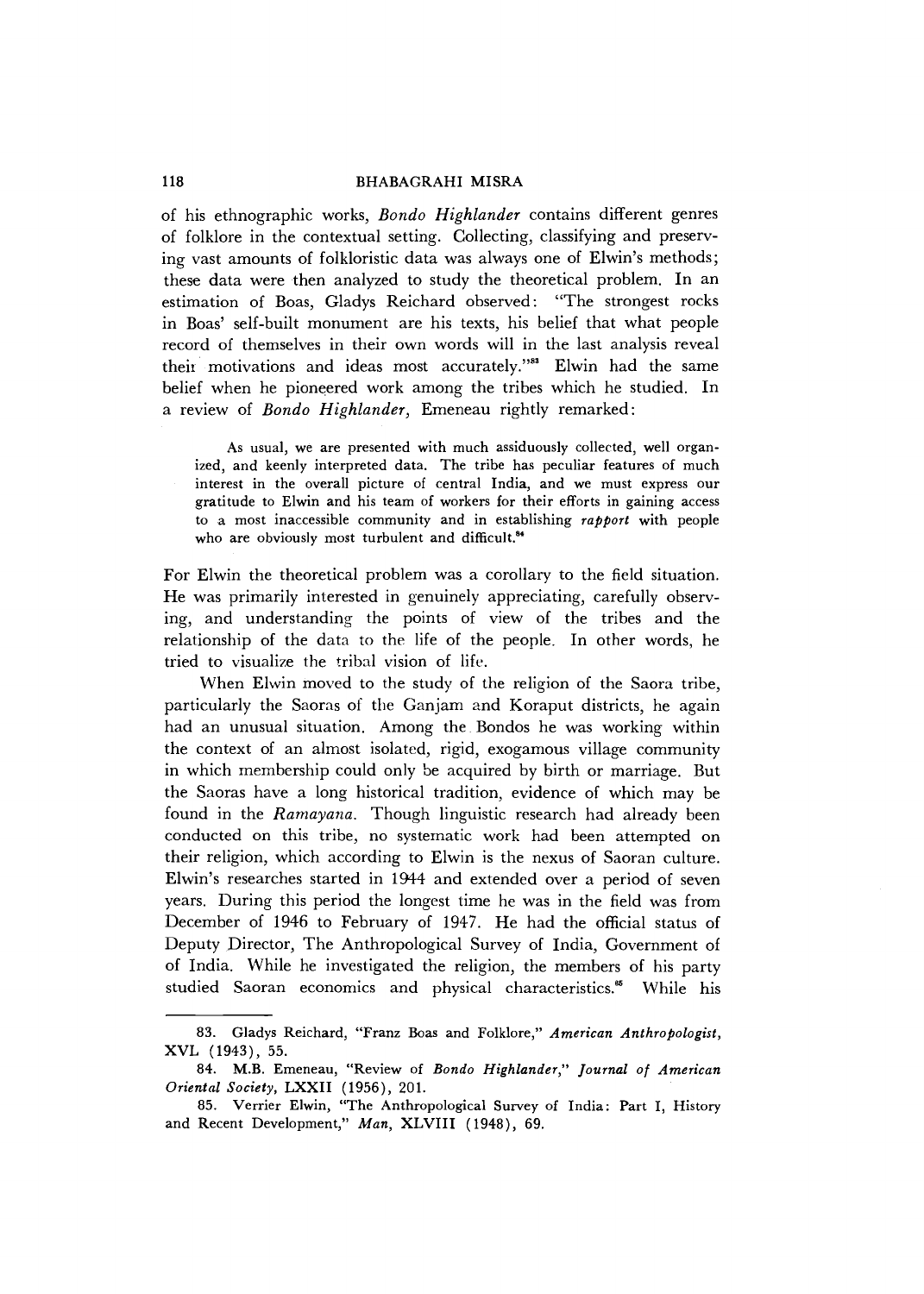of his ethnographic works, *Bondo Highlander* contains different genres of folklore in the contextual setting. Collecting, classifying and preserving vast amounts of folkloristic data was always one of Elwin's methods; these data were then analyzed to study the theoretical problem. In an estimation of Boas, Gladys Reichard observed: "The strongest rocks in Boas' self-built monument are his texts, his belief that what people record of themselves in their own words will in the last analysis reveal their motivations and ideas most accurately."[83] Elwin had the same belief when he pioneered work among the tribes which he studied. In a review of *Bondo Highlander*, Emeneau rightly remarked:

> As usual, we are presented with much assiduously collected, well organized, and keenly interpreted data. The tribe has peculiar features of much interest in the overall picture of central India, and we must express our gratitude to Elwin and his team of workers for their efforts in gaining access to a most inaccessible community and in establishing *rapport* with people who are obviously most turbulent and difficult.[84]

For Elwin the theoretical problem was a corollary to the field situation. He was primarily interested in genuinely appreciating, carefully observing, and understanding the points of view of the tribes and the relationship of the data to the life of the people. In other words, he tried to visualize the tribal vision of life.

When Elwin moved to the study of the religion of the Saora tribe, particularly the Saoras of the Ganjam and Koraput districts, he again had an unusual situation. Among the Bondos he was working within the context of an almost isolated, rigid, exogamous village community in which membership could only be acquired by birth or marriage. But the Saoras have a long historical tradition, evidence of which may be found in the *Ramayana*. Though linguistic research had already been conducted on this tribe, no systematic work had been attempted on their religion, which according to Elwin is the nexus of Saoran culture. Elwin's researches started in 1944 and extended over a period of seven years. During this period the longest time he was in the field was from December of 1946 to February of 1947. He had the official status of Deputy Director, The Anthropological Survey of India, Government of of India. While he investigated the religion, the members of his party studied Saoran economics and physical characteristics.[85] While his

---

83. Gladys Reichard, "Franz Boas and Folklore," *American Anthropologist*, XVL (1943), 55.

84. M.B. Emeneau, "Review of *Bondo Highlander*," *Journal of American Oriental Society*, LXXII (1956), 201.

85. Verrier Elwin, "The Anthropological Survey of India: Part I, History and Recent Development," *Man*, XLVIII (1948), 69.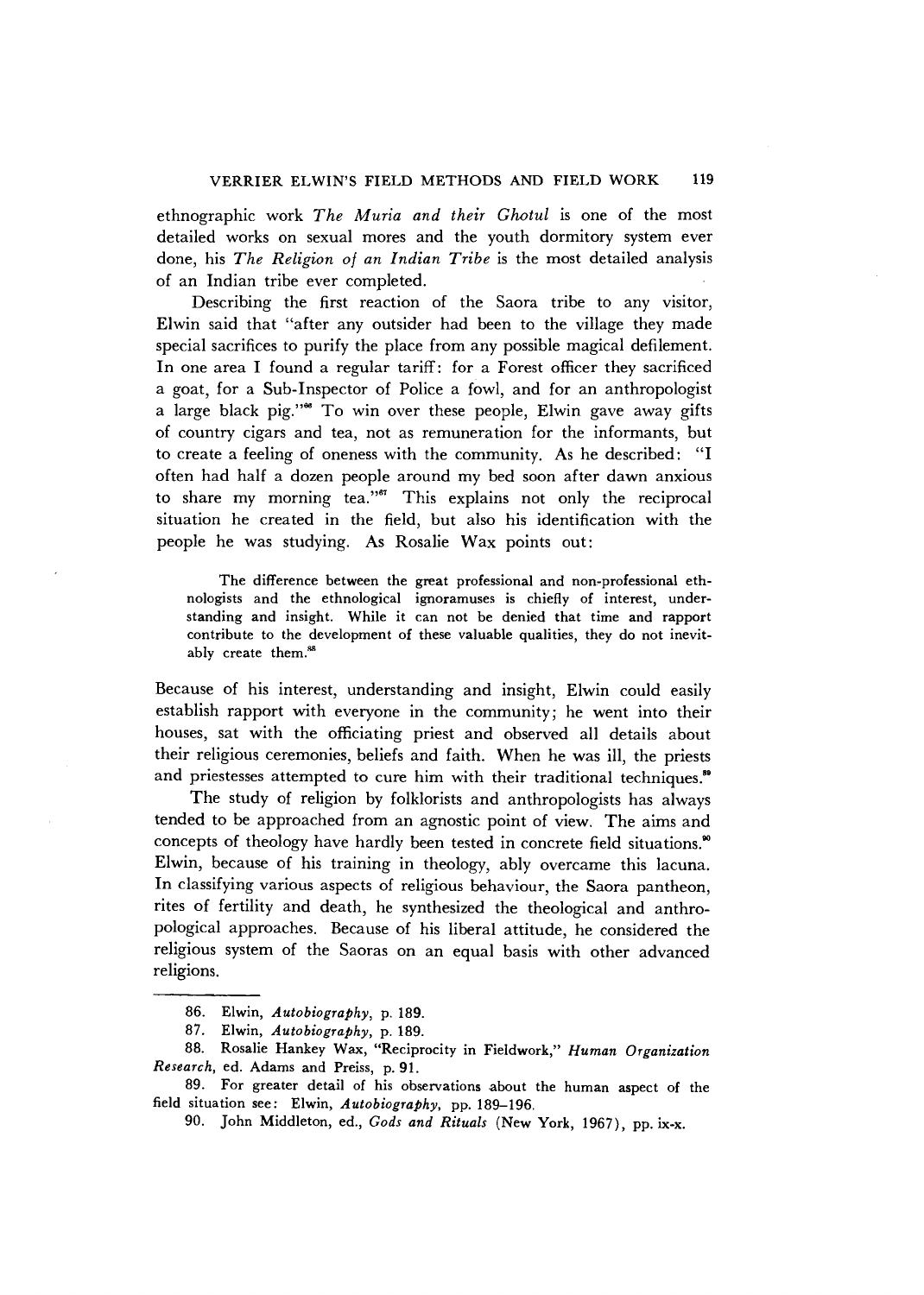ethnographic work *The Muria and their Ghotul* is one of the most detailed works on sexual mores and the youth dormitory system ever done, his *The Religion of an Indian Tribe* is the most detailed analysis of an Indian tribe ever completed.

Describing the first reaction of the Saora tribe to any visitor, Elwin said that "after any outsider had been to the village they made special sacrifices to purify the place from any possible magical defilement. In one area I found a regular tariff: for a Forest officer they sacrificed a goat, for a Sub-Inspector of Police a fowl, and for an anthropologist a large black pig."[86] To win over these people, Elwin gave away gifts of country cigars and tea, not as remuneration for the informants, but to create a feeling of oneness with the community. As he described: "I often had half a dozen people around my bed soon after dawn anxious to share my morning tea."[87] This explains not only the reciprocal situation he created in the field, but also his identification with the people he was studying. As Rosalie Wax points out:

> The difference between the great professional and non-professional ethnologists and the ethnological ignoramuses is chiefly of interest, understanding and insight. While it can not be denied that time and rapport contribute to the development of these valuable qualities, they do not inevitably create them.[88]

Because of his interest, understanding and insight, Elwin could easily establish rapport with everyone in the community; he went into their houses, sat with the officiating priest and observed all details about their religious ceremonies, beliefs and faith. When he was ill, the priests and priestesses attempted to cure him with their traditional techniques.[89]

The study of religion by folklorists and anthropologists has always tended to be approached from an agnostic point of view. The aims and concepts of theology have hardly been tested in concrete field situations.[90] Elwin, because of his training in theology, ably overcame this lacuna. In classifying various aspects of religious behaviour, the Saora pantheon, rites of fertility and death, he synthesized the theological and anthropological approaches. Because of his liberal attitude, he considered the religious system of the Saoras on an equal basis with other advanced religions.

---

86. Elwin, *Autobiography*, p. 189.

87. Elwin, *Autobiography*, p. 189.

88. Rosalie Hankey Wax, "Reciprocity in Fieldwork," *Human Organization Research*, ed. Adams and Preiss, p. 91.

89. For greater detail of his observations about the human aspect of the field situation see: Elwin, *Autobiography*, pp. 189–196.

90. John Middleton, ed., *Gods and Rituals* (New York, 1967), pp. ix-x.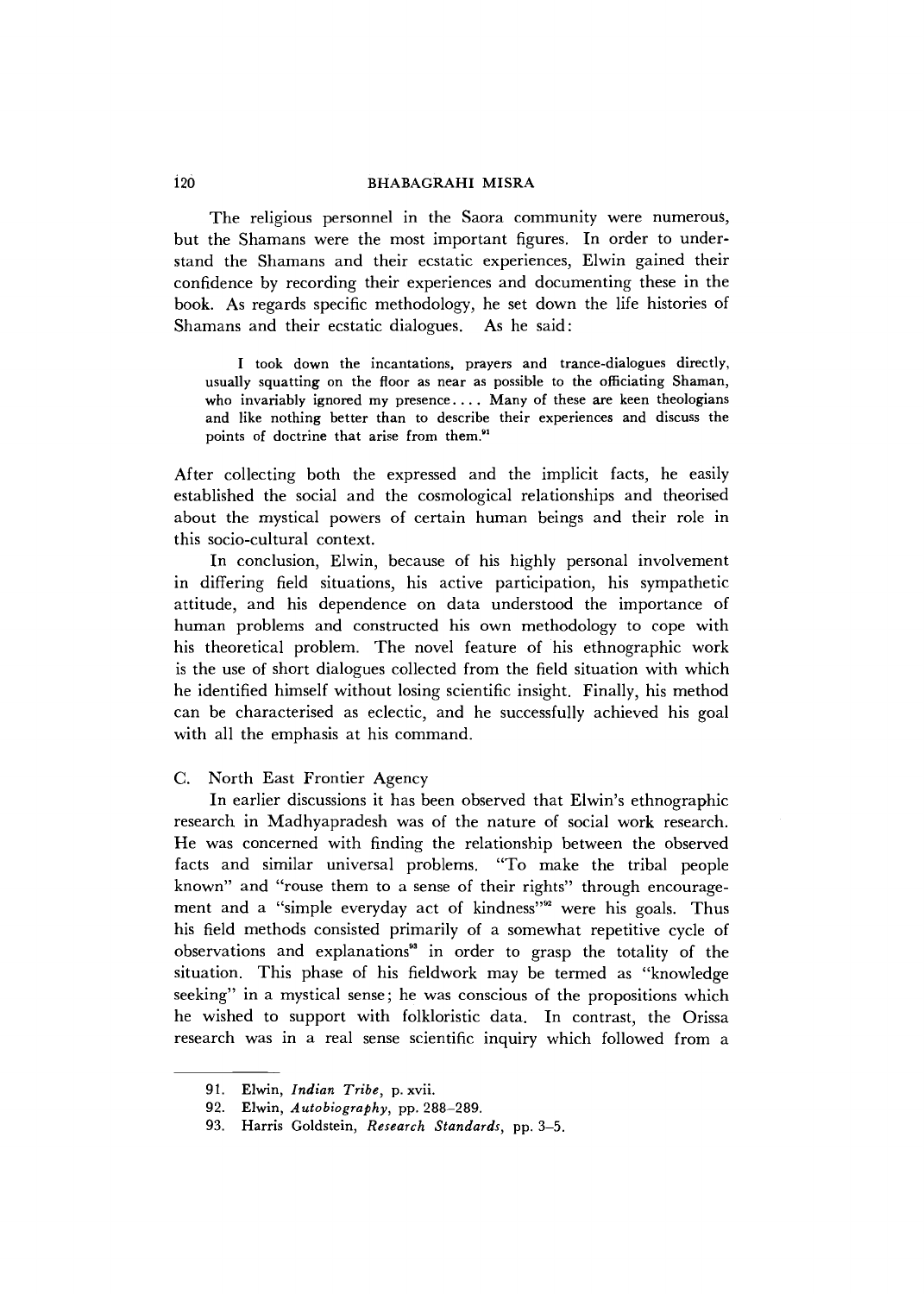The religious personnel in the Saora community were numerous, but the Shamans were the most important figures. In order to understand the Shamans and their ecstatic experiences, Elwin gained their confidence by recording their experiences and documenting these in the book. As regards specific methodology, he set down the life histories of Shamans and their ecstatic dialogues. As he said:

> I took down the incantations, prayers and trance-dialogues directly, usually squatting on the floor as near as possible to the officiating Shaman, who invariably ignored my presence.... Many of these are keen theologians and like nothing better than to describe their experiences and discuss the points of doctrine that arise from them.[91]

After collecting both the expressed and the implicit facts, he easily established the social and the cosmological relationships and theorised about the mystical powers of certain human beings and their role in this socio-cultural context.

In conclusion, Elwin, because of his highly personal involvement in differing field situations, his active participation, his sympathetic attitude, and his dependence on data understood the importance of human problems and constructed his own methodology to cope with his theoretical problem. The novel feature of his ethnographic work is the use of short dialogues collected from the field situation with which he identified himself without losing scientific insight. Finally, his method can be characterised as eclectic, and he successfully achieved his goal with all the emphasis at his command.

### C. North East Frontier Agency

In earlier discussions it has been observed that Elwin's ethnographic research in Madhyapradesh was of the nature of social work research. He was concerned with finding the relationship between the observed facts and similar universal problems. "To make the tribal people known" and "rouse them to a sense of their rights" through encouragement and a "simple everyday act of kindness"[92] were his goals. Thus his field methods consisted primarily of a somewhat repetitive cycle of observations and explanations[93] in order to grasp the totality of the situation. This phase of his fieldwork may be termed as "knowledge seeking" in a mystical sense; he was conscious of the propositions which he wished to support with folkloristic data. In contrast, the Orissa research was in a real sense scientific inquiry which followed from a

---

91. Elwin, *Indian Tribe*, p. xvii.
92. Elwin, *Autobiography*, pp. 288–289.
93. Harris Goldstein, *Research Standards*, pp. 3–5.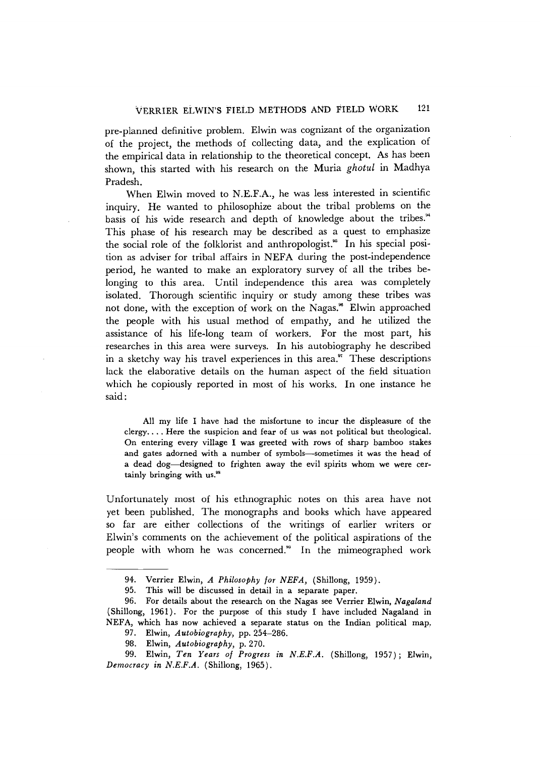pre-planned definitive problem. Elwin was cognizant of the organization of the project, the methods of collecting data, and the explication of the empirical data in relationship to the theoretical concept. As has been shown, this started with his research on the Muria *ghotul* in Madhya Pradesh.

When Elwin moved to N.E.F.A., he was less interested in scientific inquiry. He wanted to philosophize about the tribal problems on the basis of his wide research and depth of knowledge about the tribes.[94] This phase of his research may be described as a quest to emphasize the social role of the folklorist and anthropologist.[95] In his special position as adviser for tribal affairs in NEFA during the post-independence period, he wanted to make an exploratory survey of all the tribes belonging to this area. Until independence this area was completely isolated. Thorough scientific inquiry or study among these tribes was not done, with the exception of work on the Nagas.[96] Elwin approached the people with his usual method of empathy, and he utilized the assistance of his life-long team of workers. For the most part, his researches in this area were surveys. In his autobiography he described in a sketchy way his travel experiences in this area.[97] These descriptions lack the elaborative details on the human aspect of the field situation which he copiously reported in most of his works. In one instance he said:

> All my life I have had the misfortune to incur the displeasure of the clergy. . . . Here the suspicion and fear of us was not political but theological. On entering every village I was greeted with rows of sharp bamboo stakes and gates adorned with a number of symbols—sometimes it was the head of a dead dog—designed to frighten away the evil spirits whom we were certainly bringing with us.[98]

Unfortunately most of his ethnographic notes on this area have not yet been published. The monographs and books which have appeared so far are either collections of the writings of earlier writers or Elwin's comments on the achievement of the political aspirations of the people with whom he was concerned.[99] In the mimeographed work

---

94. Verrier Elwin, *A Philosophy for NEFA*, (Shillong, 1959).

95. This will be discussed in detail in a separate paper.

96. For details about the research on the Nagas see Verrier Elwin, *Nagaland* (Shillong, 1961). For the purpose of this study I have included Nagaland in NEFA, which has now achieved a separate status on the Indian political map.

97. Elwin, *Autobiography*, pp. 254–286.

98. Elwin, *Autobiography*, p. 270.

99. Elwin, *Ten Years of Progress in N.E.F.A.* (Shillong, 1957); Elwin, *Democracy in N.E.F.A.* (Shillong, 1965).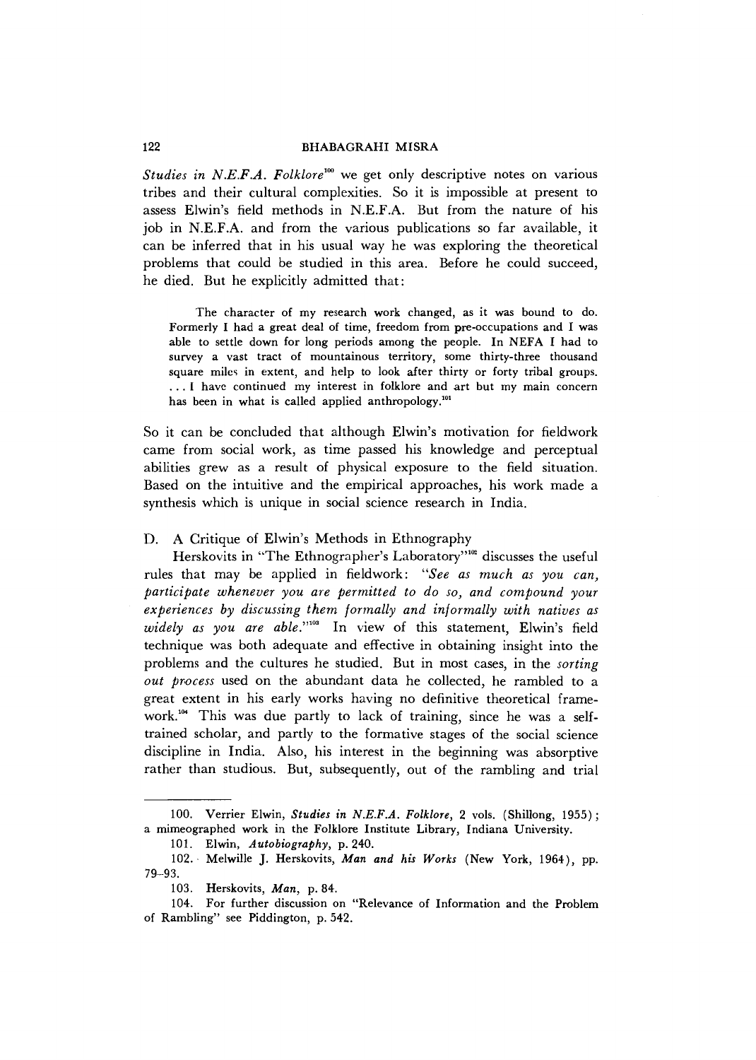*Studies in N.E.F.A. Folklore*[100] we get only descriptive notes on various tribes and their cultural complexities. So it is impossible at present to assess Elwin's field methods in N.E.F.A. But from the nature of his job in N.E.F.A. and from the various publications so far available, it can be inferred that in his usual way he was exploring the theoretical problems that could be studied in this area. Before he could succeed, he died. But he explicitly admitted that:

> The character of my research work changed, as it was bound to do. Formerly I had a great deal of time, freedom from pre-occupations and I was able to settle down for long periods among the people. In NEFA I had to survey a vast tract of mountainous territory, some thirty-three thousand square miles in extent, and help to look after thirty or forty tribal groups. . . . I have continued my interest in folklore and art but my main concern has been in what is called applied anthropology.[101]

So it can be concluded that although Elwin's motivation for fieldwork came from social work, as time passed his knowledge and perceptual abilities grew as a result of physical exposure to the field situation. Based on the intuitive and the empirical approaches, his work made a synthesis which is unique in social science research in India.

### D. A Critique of Elwin's Methods in Ethnography

Herskovits in "The Ethnographer's Laboratory"[102] discusses the useful rules that may be applied in fieldwork: "*See as much as you can, participate whenever you are permitted to do so, and compound your experiences by discussing them formally and informally with natives as widely as you are able.*"[103] In view of this statement, Elwin's field technique was both adequate and effective in obtaining insight into the problems and the cultures he studied. But in most cases, in the *sorting out process* used on the abundant data he collected, he rambled to a great extent in his early works having no definitive theoretical framework.[104] This was due partly to lack of training, since he was a self-trained scholar, and partly to the formative stages of the social science discipline in India. Also, his interest in the beginning was absorptive rather than studious. But, subsequently, out of the rambling and trial

---

100. Verrier Elwin, *Studies in N.E.F.A. Folklore*, 2 vols. (Shillong, 1955); a mimeographed work in the Folklore Institute Library, Indiana University.

101. Elwin, *Autobiography*, p. 240.

102. Melwille J. Herskovits, *Man and his Works* (New York, 1964), pp. 79–93.

103. Herskovits, *Man*, p. 84.

104. For further discussion on "Relevance of Information and the Problem of Rambling" see Piddington, p. 542.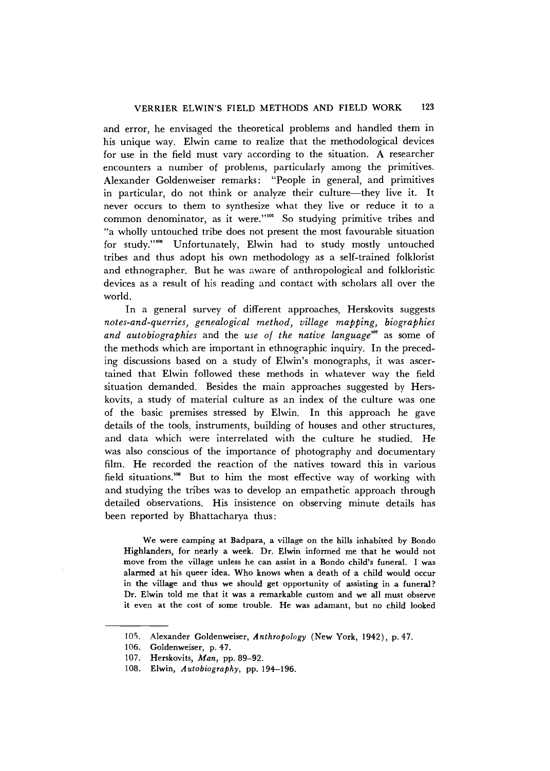and error, he envisaged the theoretical problems and handled them in his unique way. Elwin came to realize that the methodological devices for use in the field must vary according to the situation. A researcher encounters a number of problems, particularly among the primitives. Alexander Goldenweiser remarks: "People in general, and primitives in particular, do not think or analyze their culture—they live it. It never occurs to them to synthesize what they live or reduce it to a common denominator, as it were."[105] So studying primitive tribes and "a wholly untouched tribe does not present the most favourable situation for study."[106] Unfortunately, Elwin had to study mostly untouched tribes and thus adopt his own methodology as a self-trained folklorist and ethnographer. But he was aware of anthropological and folkloristic devices as a result of his reading and contact with scholars all over the world.

In a general survey of different approaches, Herskovits suggests *notes-and-querries, genealogical method, village mapping, biographies and autobiographies* and the *use of the native language*[107] as some of the methods which are important in ethnographic inquiry. In the preceding discussions based on a study of Elwin's monographs, it was ascertained that Elwin followed these methods in whatever way the field situation demanded. Besides the main approaches suggested by Herskovits, a study of material culture as an index of the culture was one of the basic premises stressed by Elwin. In this approach he gave details of the tools, instruments, building of houses and other structures, and data which were interrelated with the culture he studied. He was also conscious of the importance of photography and documentary film. He recorded the reaction of the natives toward this in various field situations.[108] But to him the most effective way of working with and studying the tribes was to develop an empathetic approach through detailed observations. His insistence on observing minute details has been reported by Bhattacharya thus:

> We were camping at Badpara, a village on the hills inhabited by Bondo Highlanders, for nearly a week. Dr. Elwin informed me that he would not move from the village unless he can assist in a Bondo child's funeral. I was alarmed at his queer idea. Who knows when a death of a child would occur in the village and thus we should get opportunity of assisting in a funeral? Dr. Elwin told me that it was a remarkable custom and we all must observe it even at the cost of some trouble. He was adamant, but no child looked

---

105. Alexander Goldenweiser, *Anthropology* (New York, 1942), p. 47.
106. Goldenweiser, p. 47.
107. Herskovits, *Man*, pp. 89–92.
108. Elwin, *Autobiography*, pp. 194–196.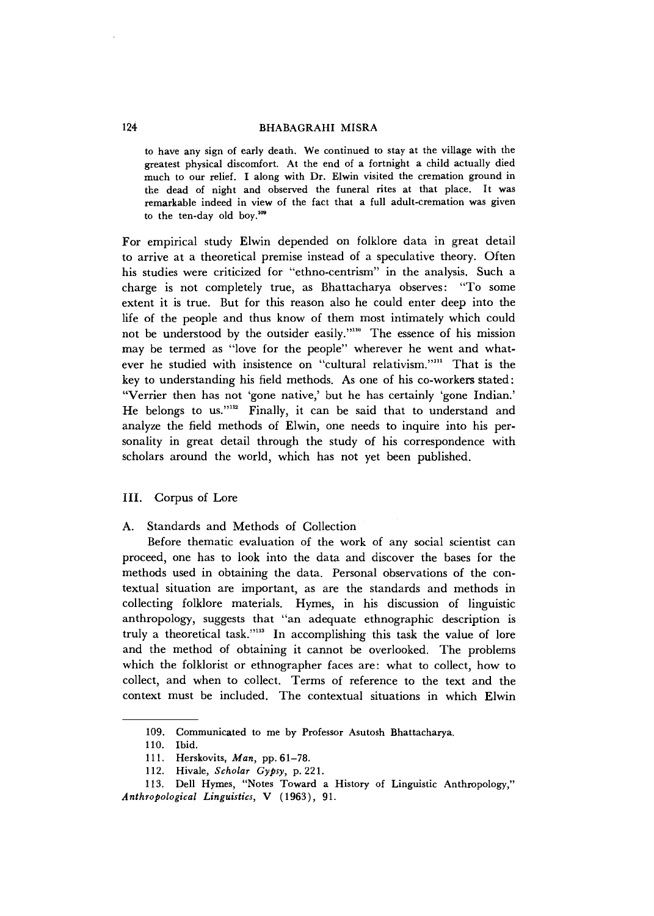> to have any sign of early death. We continued to stay at the village with the greatest physical discomfort. At the end of a fortnight a child actually died much to our relief. I along with Dr. Elwin visited the cremation ground in the dead of night and observed the funeral rites at that place. It was remarkable indeed in view of the fact that a full adult-cremation was given to the ten-day old boy.[109]

For empirical study Elwin depended on folklore data in great detail to arrive at a theoretical premise instead of a speculative theory. Often his studies were criticized for "ethno-centrism" in the analysis. Such a charge is not completely true, as Bhattacharya observes: "To some extent it is true. But for this reason also he could enter deep into the life of the people and thus know of them most intimately which could not be understood by the outsider easily."[110] The essence of his mission may be termed as "love for the people" wherever he went and whatever he studied with insistence on "cultural relativism."[111] That is the key to understanding his field methods. As one of his co-workers stated: "Verrier then has not 'gone native,' but he has certainly 'gone Indian.' He belongs to us."[112] Finally, it can be said that to understand and analyze the field methods of Elwin, one needs to inquire into his personality in great detail through the study of his correspondence with scholars around the world, which has not yet been published.

## III. Corpus of Lore

### A. Standards and Methods of Collection

Before thematic evaluation of the work of any social scientist can proceed, one has to look into the data and discover the bases for the methods used in obtaining the data. Personal observations of the contextual situation are important, as are the standards and methods in collecting folklore materials. Hymes, in his discussion of linguistic anthropology, suggests that "an adequate ethnographic description is truly a theoretical task."[113] In accomplishing this task the value of lore and the method of obtaining it cannot be overlooked. The problems which the folklorist or ethnographer faces are: what to collect, how to collect, and when to collect. Terms of reference to the text and the context must be included. The contextual situations in which Elwin

---

109. Communicated to me by Professor Asutosh Bhattacharya.

110. Ibid.

111. Herskovits, *Man*, pp. 61–78.

112. Hivale, *Scholar Gypsy*, p. 221.

113. Dell Hymes, "Notes Toward a History of Linguistic Anthropology," *Anthropological Linguistics*, V (1963), 91.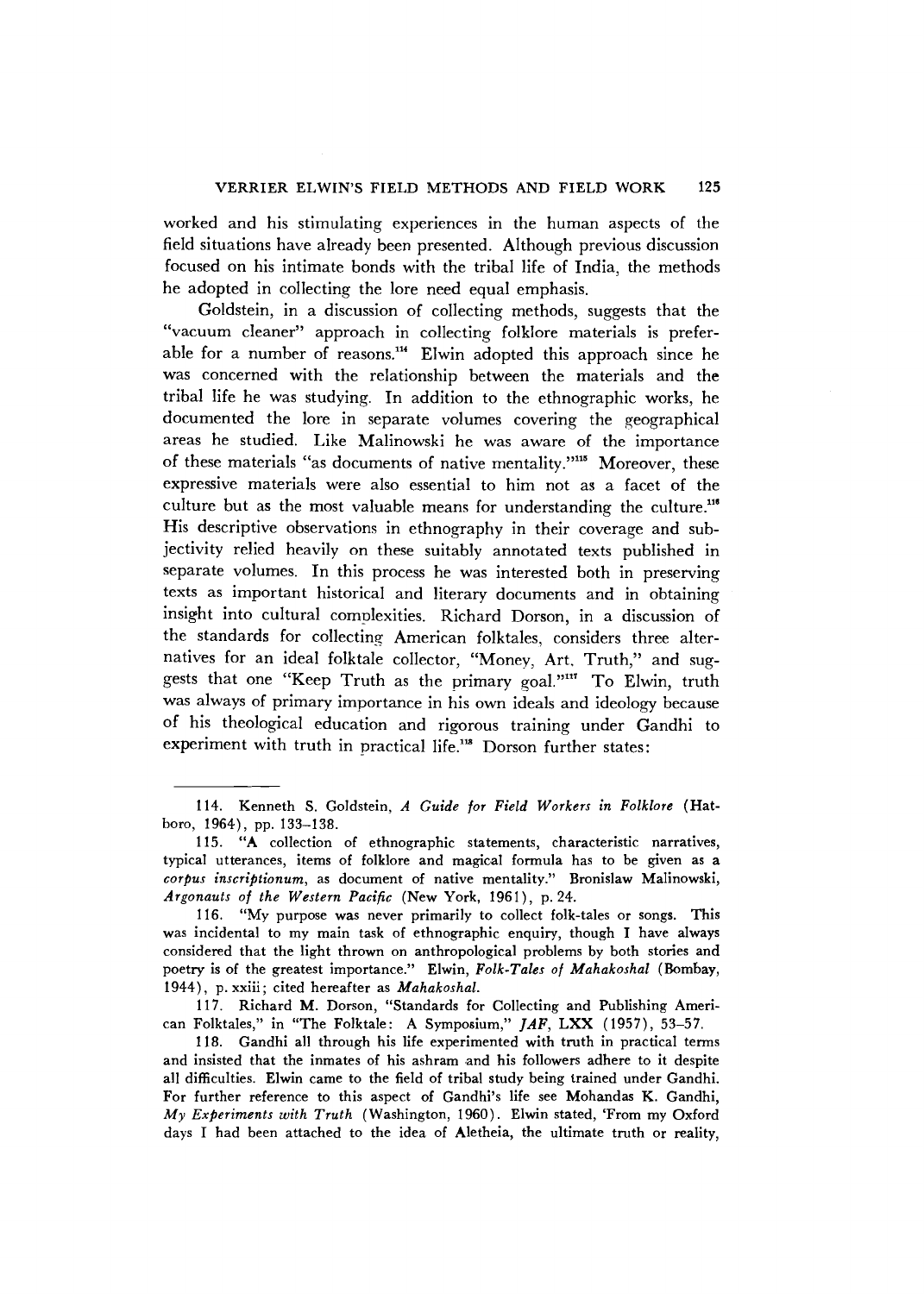worked and his stimulating experiences in the human aspects of the field situations have already been presented. Although previous discussion focused on his intimate bonds with the tribal life of India, the methods he adopted in collecting the lore need equal emphasis.

Goldstein, in a discussion of collecting methods, suggests that the "vacuum cleaner" approach in collecting folklore materials is preferable for a number of reasons.[114] Elwin adopted this approach since he was concerned with the relationship between the materials and the tribal life he was studying. In addition to the ethnographic works, he documented the lore in separate volumes covering the geographical areas he studied. Like Malinowski he was aware of the importance of these materials "as documents of native mentality."[115] Moreover, these expressive materials were also essential to him not as a facet of the culture but as the most valuable means for understanding the culture.[116] His descriptive observations in ethnography in their coverage and subjectivity relied heavily on these suitably annotated texts published in separate volumes. In this process he was interested both in preserving texts as important historical and literary documents and in obtaining insight into cultural complexities. Richard Dorson, in a discussion of the standards for collecting American folktales, considers three alternatives for an ideal folktale collector, "Money, Art, Truth," and suggests that one "Keep Truth as the primary goal."[117] To Elwin, truth was always of primary importance in his own ideals and ideology because of his theological education and rigorous training under Gandhi to experiment with truth in practical life.[118] Dorson further states:

---

114. Kenneth S. Goldstein, *A Guide for Field Workers in Folklore* (Hatboro, 1964), pp. 133–138.

115. "A collection of ethnographic statements, characteristic narratives, typical utterances, items of folklore and magical formula has to be given as a *corpus inscriptionum*, as document of native mentality." Bronislaw Malinowski, *Argonauts of the Western Pacific* (New York, 1961), p. 24.

116. "My purpose was never primarily to collect folk-tales or songs. This was incidental to my main task of ethnographic enquiry, though I have always considered that the light thrown on anthropological problems by both stories and poetry is of the greatest importance." Elwin, *Folk-Tales of Mahakoshal* (Bombay, 1944), p. xxiii; cited hereafter as *Mahakoshal*.

117. Richard M. Dorson, "Standards for Collecting and Publishing American Folktales," in "The Folktale: A Symposium," *JAF*, LXX (1957), 53–57.

118. Gandhi all through his life experimented with truth in practical terms and insisted that the inmates of his ashram and his followers adhere to it despite all difficulties. Elwin came to the field of tribal study being trained under Gandhi. For further reference to this aspect of Gandhi's life see Mohandas K. Gandhi, *My Experiments with Truth* (Washington, 1960). Elwin stated, 'From my Oxford days I had been attached to the idea of Aletheia, the ultimate truth or reality,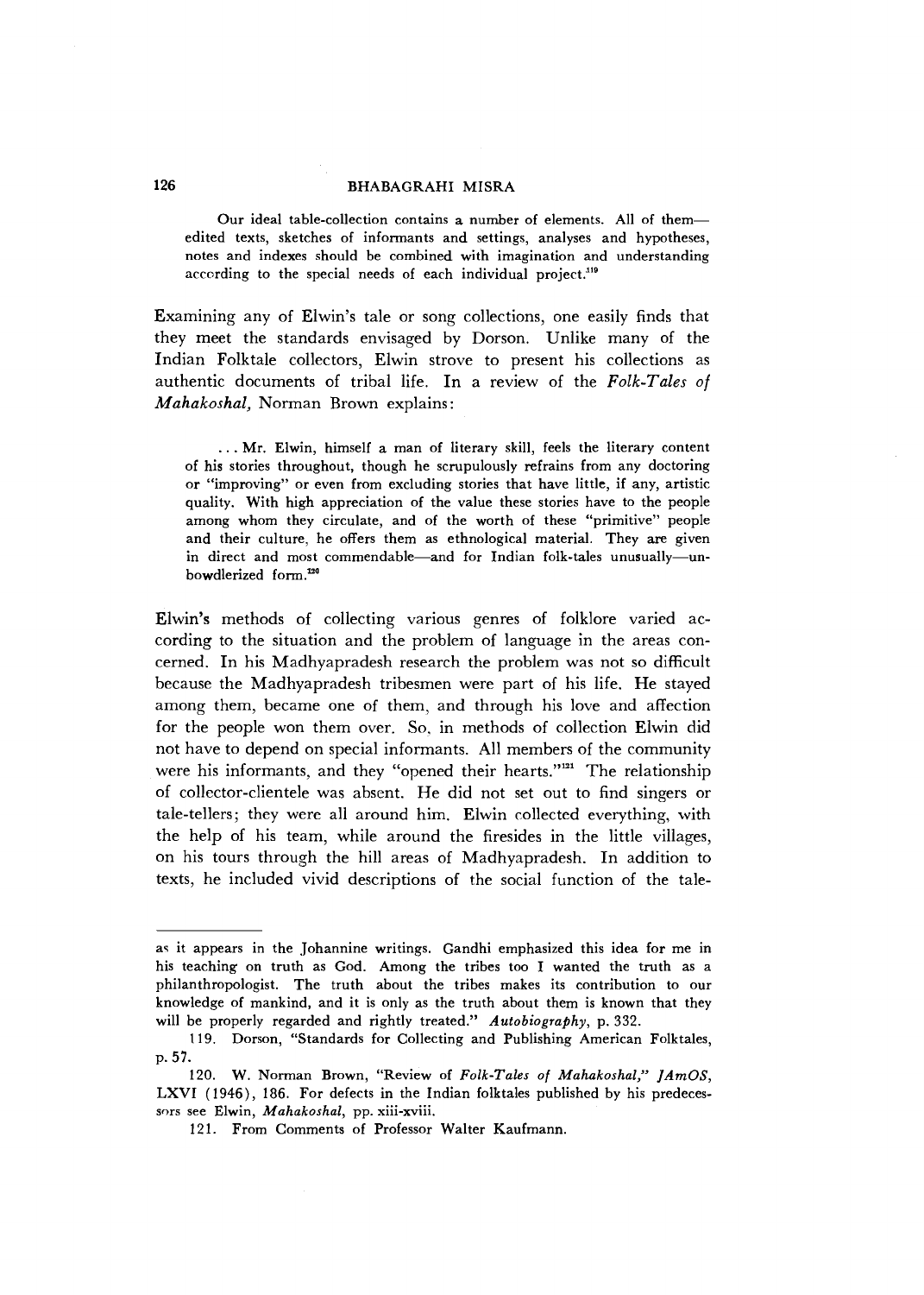> Our ideal table-collection contains a number of elements. All of them—edited texts, sketches of informants and settings, analyses and hypotheses, notes and indexes should be combined with imagination and understanding according to the special needs of each individual project.[119]

Examining any of Elwin's tale or song collections, one easily finds that they meet the standards envisaged by Dorson. Unlike many of the Indian Folktale collectors, Elwin strove to present his collections as authentic documents of tribal life. In a review of the *Folk-Tales of Mahakoshal,* Norman Brown explains:

> ... Mr. Elwin, himself a man of literary skill, feels the literary content of his stories throughout, though he scrupulously refrains from any doctoring or "improving" or even from excluding stories that have little, if any, artistic quality. With high appreciation of the value these stories have to the people among whom they circulate, and of the worth of these "primitive" people and their culture, he offers them as ethnological material. They are given in direct and most commendable—and for Indian folk-tales unusually—unbowdlerized form.[120]

Elwin's methods of collecting various genres of folklore varied according to the situation and the problem of language in the areas concerned. In his Madhyapradesh research the problem was not so difficult because the Madhyapradesh tribesmen were part of his life. He stayed among them, became one of them, and through his love and affection for the people won them over. So, in methods of collection Elwin did not have to depend on special informants. All members of the community were his informants, and they "opened their hearts."[121] The relationship of collector-clientele was absent. He did not set out to find singers or tale-tellers; they were all around him. Elwin collected everything, with the help of his team, while around the firesides in the little villages, on his tours through the hill areas of Madhyapradesh. In addition to texts, he included vivid descriptions of the social function of the tale-

---

as it appears in the Johannine writings. Gandhi emphasized this idea for me in his teaching on truth as God. Among the tribes too I wanted the truth as a philanthropologist. The truth about the tribes makes its contribution to our knowledge of mankind, and it is only as the truth about them is known that they will be properly regarded and rightly treated." *Autobiography,* p. 332.

119. Dorson, "Standards for Collecting and Publishing American Folktales, p. 57.

120. W. Norman Brown, "Review of *Folk-Tales of Mahakoshal,*" *JAmOS,* LXVI (1946), 186. For defects in the Indian folktales published by his predecessors see Elwin, *Mahakoshal,* pp. xiii-xviii.

121. From Comments of Professor Walter Kaufmann.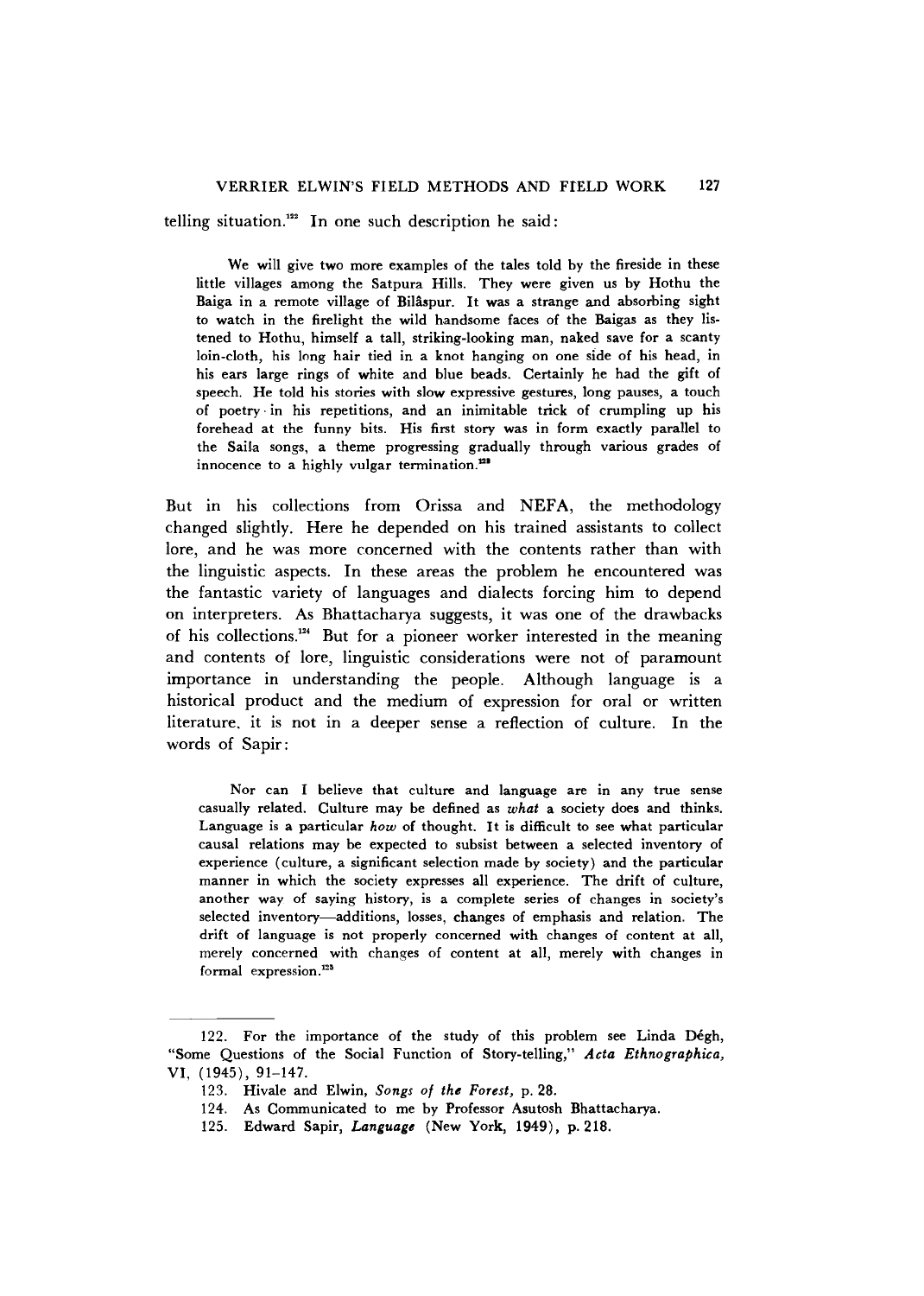telling situation.[122] In one such description he said:

> We will give two more examples of the tales told by the fireside in these little villages among the Satpura Hills. They were given us by Hothu the Baiga in a remote village of Bilâspur. It was a strange and absorbing sight to watch in the firelight the wild handsome faces of the Baigas as they listened to Hothu, himself a tall, striking-looking man, naked save for a scanty loin-cloth, his long hair tied in a knot hanging on one side of his head, in his ears large rings of white and blue beads. Certainly he had the gift of speech. He told his stories with slow expressive gestures, long pauses, a touch of poetry in his repetitions, and an inimitable trick of crumpling up his forehead at the funny bits. His first story was in form exactly parallel to the Saila songs, a theme progressing gradually through various grades of innocence to a highly vulgar termination.[123]

But in his collections from Orissa and NEFA, the methodology changed slightly. Here he depended on his trained assistants to collect lore, and he was more concerned with the contents rather than with the linguistic aspects. In these areas the problem he encountered was the fantastic variety of languages and dialects forcing him to depend on interpreters. As Bhattacharya suggests, it was one of the drawbacks of his collections.[124] But for a pioneer worker interested in the meaning and contents of lore, linguistic considerations were not of paramount importance in understanding the people. Although language is a historical product and the medium of expression for oral or written literature, it is not in a deeper sense a reflection of culture. In the words of Sapir:

> Nor can I believe that culture and language are in any true sense casually related. Culture may be defined as *what* a society does and thinks. Language is a particular *how* of thought. It is difficult to see what particular causal relations may be expected to subsist between a selected inventory of experience (culture, a significant selection made by society) and the particular manner in which the society expresses all experience. The drift of culture, another way of saying history, is a complete series of changes in society's selected inventory—additions, losses, changes of emphasis and relation. The drift of language is not properly concerned with changes of content at all, merely concerned with changes of content at all, merely with changes in formal expression.[125]

---

122. For the importance of the study of this problem see Linda Dégh, "Some Questions of the Social Function of Story-telling," *Acta Ethnographica,* VI, (1945), 91–147.

123. Hivale and Elwin, *Songs of the Forest,* p. 28.

124. As Communicated to me by Professor Asutosh Bhattacharya.

125. Edward Sapir, *Language* (New York, 1949), p. 218.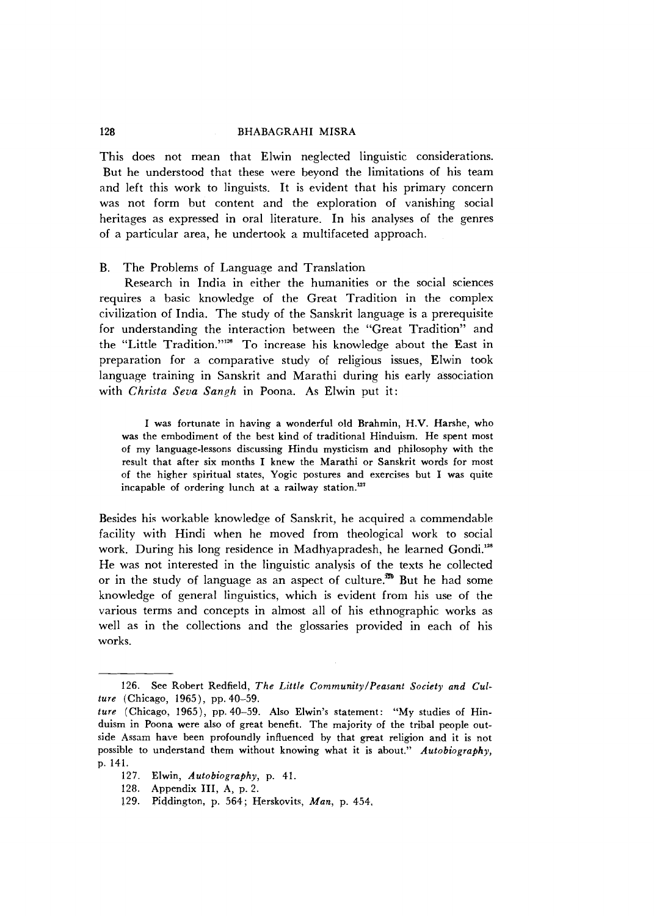This does not mean that Elwin neglected linguistic considerations. But he understood that these were beyond the limitations of his team and left this work to linguists. It is evident that his primary concern was not form but content and the exploration of vanishing social heritages as expressed in oral literature. In his analyses of the genres of a particular area, he undertook a multifaceted approach.

## B. The Problems of Language and Translation

Research in India in either the humanities or the social sciences requires a basic knowledge of the Great Tradition in the complex civilization of India. The study of the Sanskrit language is a prerequisite for understanding the interaction between the "Great Tradition" and the "Little Tradition."[126] To increase his knowledge about the East in preparation for a comparative study of religious issues, Elwin took language training in Sanskrit and Marathi during his early association with *Christa Seva Sangh* in Poona. As Elwin put it:

> I was fortunate in having a wonderful old Brahmin, H.V. Harshe, who was the embodiment of the best kind of traditional Hinduism. He spent most of my language-lessons discussing Hindu mysticism and philosophy with the result that after six months I knew the Marathi or Sanskrit words for most of the higher spiritual states, Yogic postures and exercises but I was quite incapable of ordering lunch at a railway station.[127]

Besides his workable knowledge of Sanskrit, he acquired a commendable facility with Hindi when he moved from theological work to social work. During his long residence in Madhyapradesh, he learned Gondi.[128] He was not interested in the linguistic analysis of the texts he collected or in the study of language as an aspect of culture.[129] But he had some knowledge of general linguistics, which is evident from his use of the various terms and concepts in almost all of his ethnographic works as well as in the collections and the glossaries provided in each of his works.

---

126. See Robert Redfield, *The Little Community/Peasant Society and Culture* (Chicago, 1965), pp. 40–59.
*ture* (Chicago, 1965), pp. 40–59. Also Elwin's statement: "My studies of Hinduism in Poona were also of great benefit. The majority of the tribal people outside Assam have been profoundly influenced by that great religion and it is not possible to understand them without knowing what it is about." *Autobiography*, p. 141.

127. Elwin, *Autobiography*, p. 41.

128. Appendix III, A, p. 2.

129. Piddington, p. 564; Herskovits, *Man*, p. 454.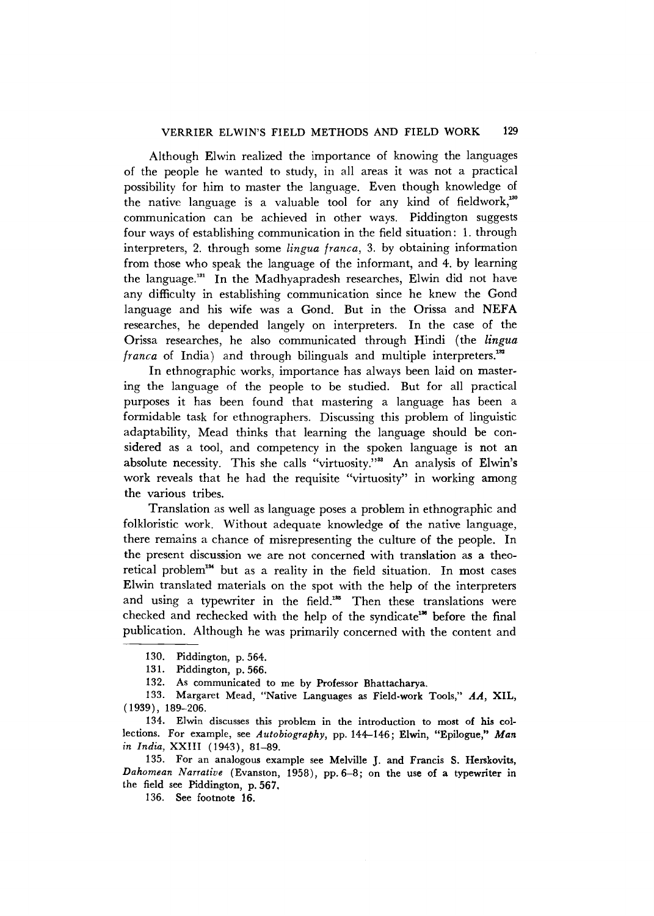Although Elwin realized the importance of knowing the languages of the people he wanted to study, in all areas it was not a practical possibility for him to master the language. Even though knowledge of the native language is a valuable tool for any kind of fieldwork,[130] communication can be achieved in other ways. Piddington suggests four ways of establishing communication in the field situation: 1. through interpreters, 2. through some *lingua franca*, 3. by obtaining information from those who speak the language of the informant, and 4. by learning the language.[131] In the Madhyapradesh researches, Elwin did not have any difficulty in establishing communication since he knew the Gond language and his wife was a Gond. But in the Orissa and NEFA researches, he depended langely on interpreters. In the case of the Orissa researches, he also communicated through Hindi (the *lingua franca* of India) and through bilinguals and multiple interpreters.[132]

In ethnographic works, importance has always been laid on mastering the language of the people to be studied. But for all practical purposes it has been found that mastering a language has been a formidable task for ethnographers. Discussing this problem of linguistic adaptability, Mead thinks that learning the language should be considered as a tool, and competency in the spoken language is not an absolute necessity. This she calls "virtuosity."[133] An analysis of Elwin's work reveals that he had the requisite "virtuosity" in working among the various tribes.

Translation as well as language poses a problem in ethnographic and folkloristic work. Without adequate knowledge of the native language, there remains a chance of misrepresenting the culture of the people. In the present discussion we are not concerned with translation as a theoretical problem[134] but as a reality in the field situation. In most cases Elwin translated materials on the spot with the help of the interpreters and using a typewriter in the field.[135] Then these translations were checked and rechecked with the help of the syndicate[136] before the final publication. Although he was primarily concerned with the content and

---

130. Piddington, p. 564.

131. Piddington, p. 566.

132. As communicated to me by Professor Bhattacharya.

133. Margaret Mead, "Native Languages as Field-work Tools," *AA*, XIL, (1939), 189–206.

134. Elwin discusses this problem in the introduction to most of his collections. For example, see *Autobiography*, pp. 144–146; Elwin, "Epilogue," *Man in India*, XXIII (1943), 81–89.

135. For an analogous example see Melville J. and Francis S. Herskovits, *Dahomean Narrative* (Evanston, 1958), pp. 6–8; on the use of a typewriter in the field see Piddington, p. 567.

136. See footnote 16.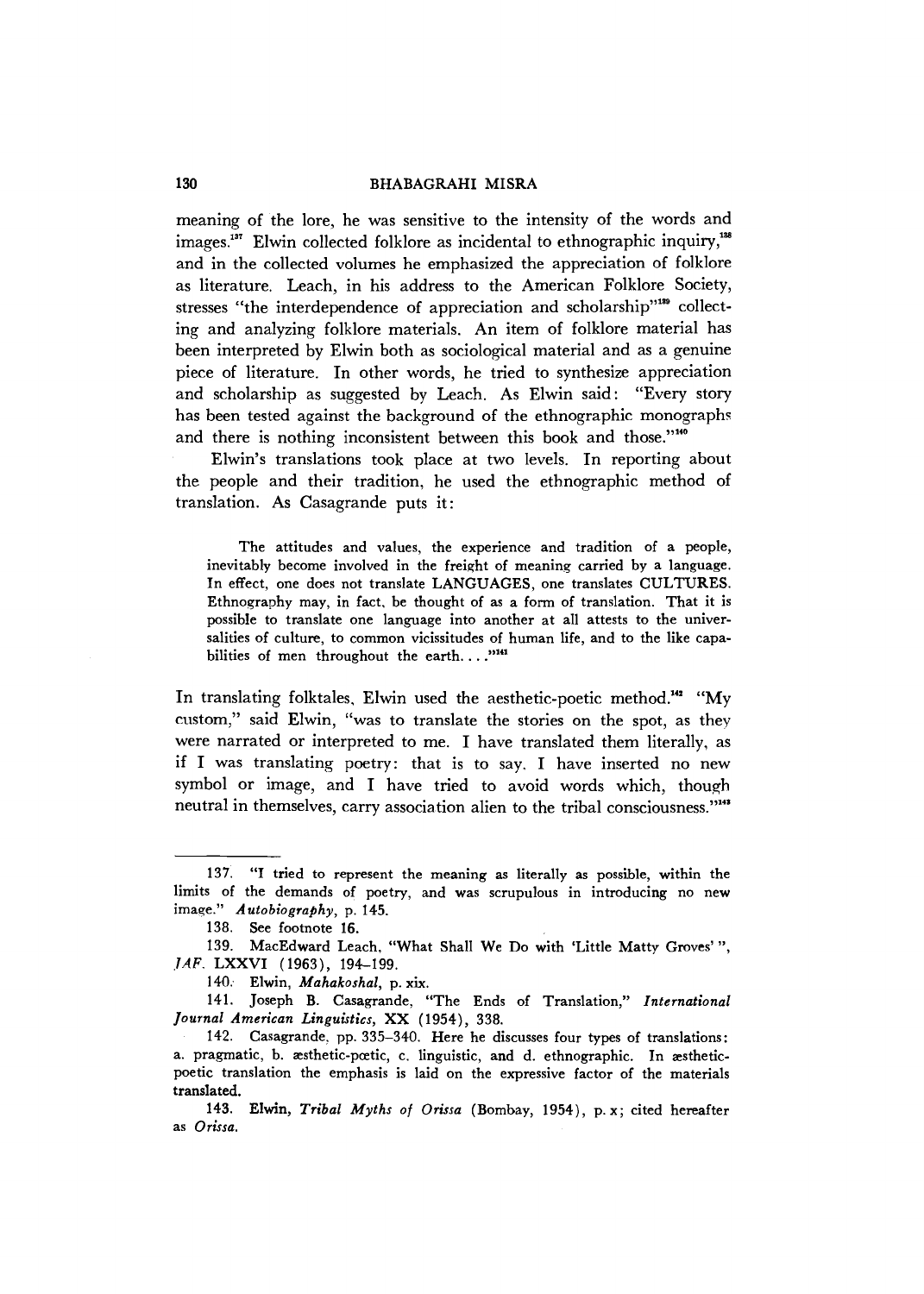meaning of the lore, he was sensitive to the intensity of the words and images.[137] Elwin collected folklore as incidental to ethnographic inquiry,[138] and in the collected volumes he emphasized the appreciation of folklore as literature. Leach, in his address to the American Folklore Society, stresses "the interdependence of appreciation and scholarship"[139] collecting and analyzing folklore materials. An item of folklore material has been interpreted by Elwin both as sociological material and as a genuine piece of literature. In other words, he tried to synthesize appreciation and scholarship as suggested by Leach. As Elwin said: "Every story has been tested against the background of the ethnographic monographs and there is nothing inconsistent between this book and those."[140]

Elwin's translations took place at two levels. In reporting about the people and their tradition, he used the ethnographic method of translation. As Casagrande puts it:

> The attitudes and values, the experience and tradition of a people, inevitably become involved in the freight of meaning carried by a language. In effect, one does not translate LANGUAGES, one translates CULTURES. Ethnography may, in fact, be thought of as a form of translation. That it is possible to translate one language into another at all attests to the universalities of culture, to common vicissitudes of human life, and to the like capabilities of men throughout the earth. . . ."[141]

In translating folktales, Elwin used the aesthetic-poetic method.[142] "My custom," said Elwin, "was to translate the stories on the spot, as they were narrated or interpreted to me. I have translated them literally, as if I was translating poetry: that is to say, I have inserted no new symbol or image, and I have tried to avoid words which, though neutral in themselves, carry association alien to the tribal consciousness."[143]

---

137. "I tried to represent the meaning as literally as possible, within the limits of the demands of poetry, and was scrupulous in introducing no new image." *Autobiography*, p. 145.

138. See footnote 16.

139. MacEdward Leach, "What Shall We Do with 'Little Matty Groves' ", *JAF*. LXXVI (1963), 194–199.

140. Elwin, *Mahakoshal*, p. xix.

141. Joseph B. Casagrande, "The Ends of Translation," *International Journal American Linguistics*, XX (1954), 338.

142. Casagrande, pp. 335–340. Here he discusses four types of translations: a. pragmatic, b. æsthetic-pœtic, c. linguistic, and d. ethnographic. In æsthetic-poetic translation the emphasis is laid on the expressive factor of the materials translated.

143. Elwin, *Tribal Myths of Orissa* (Bombay, 1954), p. x; cited hereafter as *Orissa*.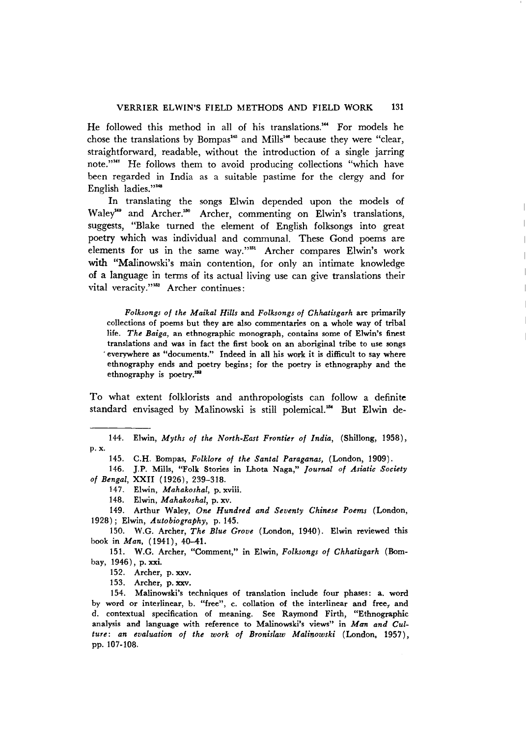He followed this method in all of his translations.[144] For models he chose the translations by Bompas[145] and Mills[146] because they were "clear, straightforward, readable, without the introduction of a single jarring note."[147] He follows them to avoid producing collections "which have been regarded in India as a suitable pastime for the clergy and for English ladies."[148]

In translating the songs Elwin depended upon the models of Waley[149] and Archer.[150] Archer, commenting on Elwin's translations, suggests, "Blake turned the element of English folksongs into great poetry which was individual and communal. These Gond poems are elements for us in the same way."[151] Archer compares Elwin's work with "Malinowski's main contention, for only an intimate knowledge of a language in terms of its actual living use can give translations their vital veracity."[152] Archer continues:

> *Folksongs of the Maikal Hills* and *Folksongs of Chhatisgarh* are primarily collections of poems but they are also commentaries on a whole way of tribal life. *The Baiga*, an ethnographic monograph, contains some of Elwin's finest translations and was in fact the first book on an aboriginal tribe to use songs everywhere as "documents." Indeed in all his work it is difficult to say where ethnography ends and poetry begins; for the poetry is ethnography and the ethnography is poetry.[153]

To what extent folklorists and anthropologists can follow a definite standard envisaged by Malinowski is still polemical.[154] But Elwin de-

---

144. Elwin, *Myths of the North-East Frontier of India*, (Shillong, 1958), p. x.

145. C.H. Bompas, *Folklore of the Santal Paraganas*, (London, 1909).

146. J.P. Mills, "Folk Stories in Lhota Naga," *Journal of Asiatic Society of Bengal*, XXII (1926), 239–318.

147. Elwin, *Mahakoshal*, p. xviii.

148. Elwin, *Mahakoshal*, p. xv.

149. Arthur Waley, *One Hundred and Seventy Chinese Poems* (London, 1928); Elwin, *Autobiography*, p. 145.

150. W.G. Archer, *The Blue Grove* (London, 1940). Elwin reviewed this book in *Man*, (1941), 40–41.

151. W.G. Archer, "Comment," in Elwin, *Folksongs of Chhatisgarh* (Bombay, 1946), p. xxi.

152. Archer, p. xxv.

153. Archer, p. xxv.

154. Malinowski's techniques of translation include four phases: a. word by word or interlinear, b. "free", c. collation of the interlinear and free, and d. contextual specification of meaning. See Raymond Firth, "Ethnographic analysis and language with reference to Malinowski's views" in *Man and Culture: an evaluation of the work of Bronislaw Malinowski* (London, 1957), pp. 107-108.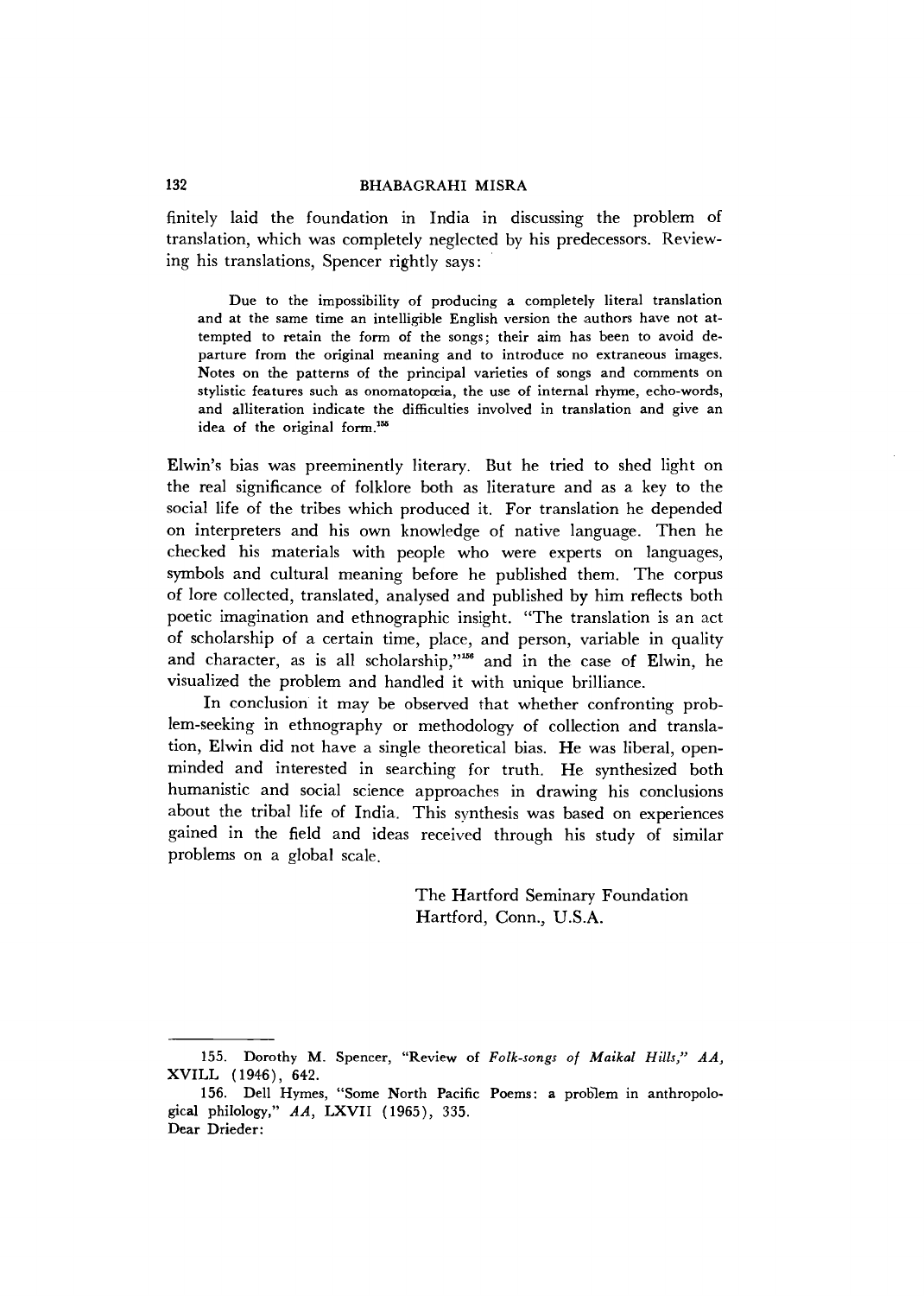finitely laid the foundation in India in discussing the problem of translation, which was completely neglected by his predecessors. Reviewing his translations, Spencer rightly says:

> Due to the impossibility of producing a completely literal translation and at the same time an intelligible English version the authors have not attempted to retain the form of the songs; their aim has been to avoid departure from the original meaning and to introduce no extraneous images. Notes on the patterns of the principal varieties of songs and comments on stylistic features such as onomatopœia, the use of internal rhyme, echo-words, and alliteration indicate the difficulties involved in translation and give an idea of the original form.[155]

Elwin's bias was preeminently literary. But he tried to shed light on the real significance of folklore both as literature and as a key to the social life of the tribes which produced it. For translation he depended on interpreters and his own knowledge of native language. Then he checked his materials with people who were experts on languages, symbols and cultural meaning before he published them. The corpus of lore collected, translated, analysed and published by him reflects both poetic imagination and ethnographic insight. "The translation is an act of scholarship of a certain time, place, and person, variable in quality and character, as is all scholarship,"[156] and in the case of Elwin, he visualized the problem and handled it with unique brilliance.

In conclusion it may be observed that whether confronting problem-seeking in ethnography or methodology of collection and translation, Elwin did not have a single theoretical bias. He was liberal, open-minded and interested in searching for truth. He synthesized both humanistic and social science approaches in drawing his conclusions about the tribal life of India. This synthesis was based on experiences gained in the field and ideas received through his study of similar problems on a global scale.

The Hartford Seminary Foundation
Hartford, Conn., U.S.A.

---

155. Dorothy M. Spencer, "Review of *Folk-songs of Maikal Hills*," *AA*, XVILL (1946), 642.

156. Dell Hymes, "Some North Pacific Poems: a problem in anthropological philology," *AA*, LXVII (1965), 335.

Dear Drieder: